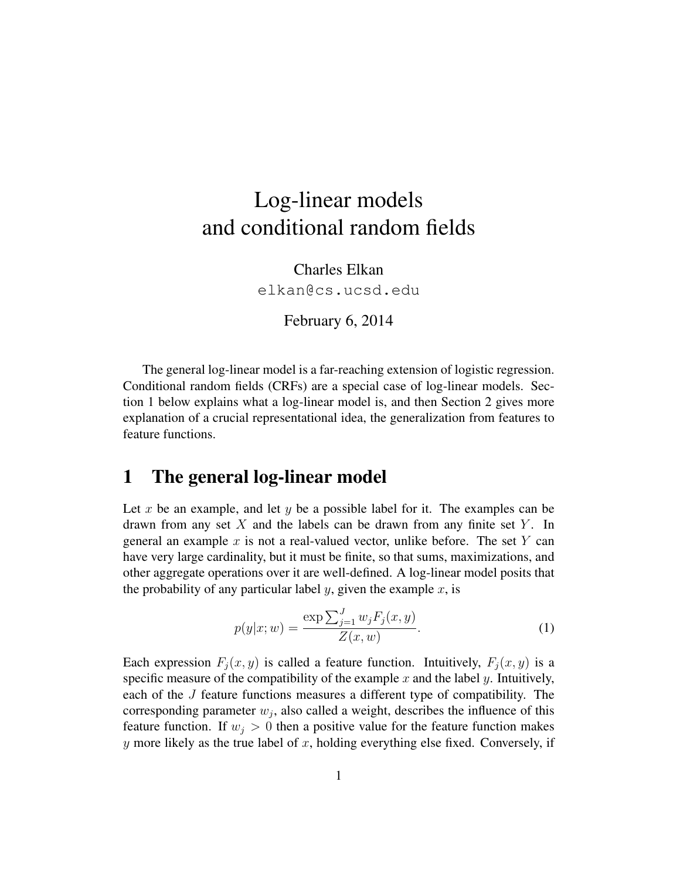# Log-linear models and conditional random fields

Charles Elkan

elkan@cs.ucsd.edu

February 6, 2014

The general log-linear model is a far-reaching extension of logistic regression. Conditional random fields (CRFs) are a special case of log-linear models. Section 1 below explains what a log-linear model is, and then Section 2 gives more explanation of a crucial representational idea, the generalization from features to feature functions.

## 1 The general log-linear model

Let $x$ be an example, and let $y$ be a possible label for it. The examples can be drawn from any set $X$ and the labels can be drawn from any finite set $Y$. In general an example $x$ is not a real-valued vector, unlike before. The set $Y$ can have very large cardinality, but it must be finite, so that sums, maximizations, and other aggregate operations over it are well-defined. A log-linear model posits that the probability of any particular label $y$, given the example $x$, is

$$p(y|x;w) = \frac{\exp \sum_{j=1}^{J} w_j F_j(x,y)}{Z(x,w)}. \tag{1}$$

Each expression $F_j(x,y)$ is called a feature function. Intuitively, $F_j(x,y)$ is a specific measure of the compatibility of the example $x$ and the label $y$. Intuitively, each of the $J$ feature functions measures a different type of compatibility. The corresponding parameter $w_j$, also called a weight, describes the influence of this feature function. If $w_j > 0$ then a positive value for the feature function makes $y$ more likely as the true label of $x$, holding everything else fixed. Conversely, if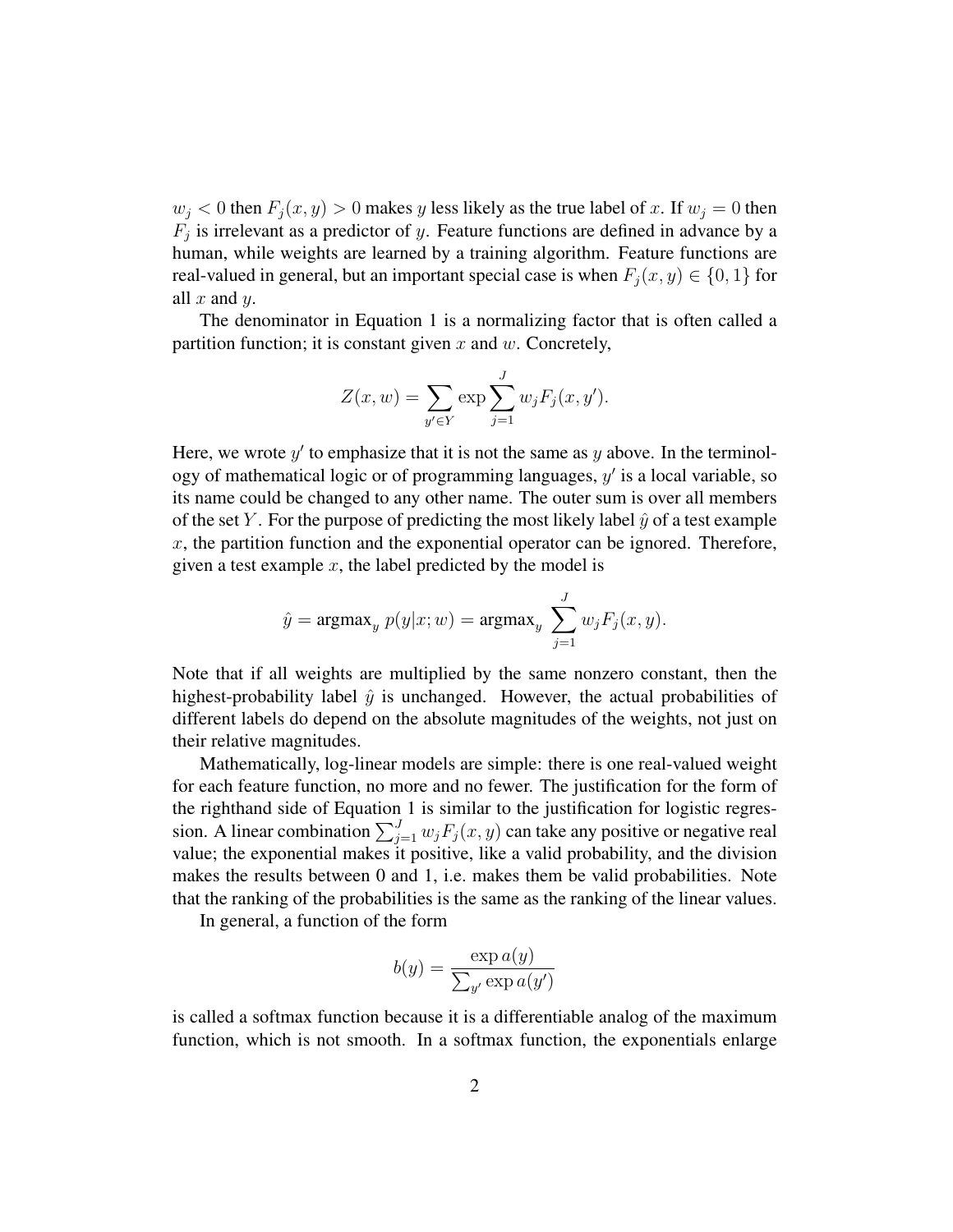$w_j < 0$ then $F_j(x, y) > 0$ makes $y$ less likely as the true label of $x$. If $w_j = 0$ then $F_j$ is irrelevant as a predictor of $y$. Feature functions are defined in advance by a human, while weights are learned by a training algorithm. Feature functions are real-valued in general, but an important special case is when $F_j(x, y) \in \{0, 1\}$ for all $x$ and $y$.

The denominator in Equation 1 is a normalizing factor that is often called a partition function; it is constant given $x$ and $w$. Concretely,

$$Z(x, w) = \sum_{y' \in Y} \exp \sum_{j=1}^{J} w_j F_j(x, y').$$

Here, we wrote $y'$ to emphasize that it is not the same as $y$ above. In the terminology of mathematical logic or of programming languages, $y'$ is a local variable, so its name could be changed to any other name. The outer sum is over all members of the set $Y$. For the purpose of predicting the most likely label $\hat{y}$ of a test example $x$, the partition function and the exponential operator can be ignored. Therefore, given a test example $x$, the label predicted by the model is

$$\hat{y} = \text{argmax}_y \; p(y|x; w) = \text{argmax}_y \; \sum_{j=1}^{J} w_j F_j(x, y).$$

Note that if all weights are multiplied by the same nonzero constant, then the highest-probability label $\hat{y}$ is unchanged. However, the actual probabilities of different labels do depend on the absolute magnitudes of the weights, not just on their relative magnitudes.

Mathematically, log-linear models are simple: there is one real-valued weight for each feature function, no more and no fewer. The justification for the form of the righthand side of Equation 1 is similar to the justification for logistic regression. A linear combination $\sum_{j=1}^{J} w_j F_j(x, y)$ can take any positive or negative real value; the exponential makes it positive, like a valid probability, and the division makes the results between 0 and 1, i.e. makes them be valid probabilities. Note that the ranking of the probabilities is the same as the ranking of the linear values.

In general, a function of the form

$$b(y) = \frac{\exp a(y)}{\sum_{y'} \exp a(y')}$$

is called a softmax function because it is a differentiable analog of the maximum function, which is not smooth. In a softmax function, the exponentials enlarge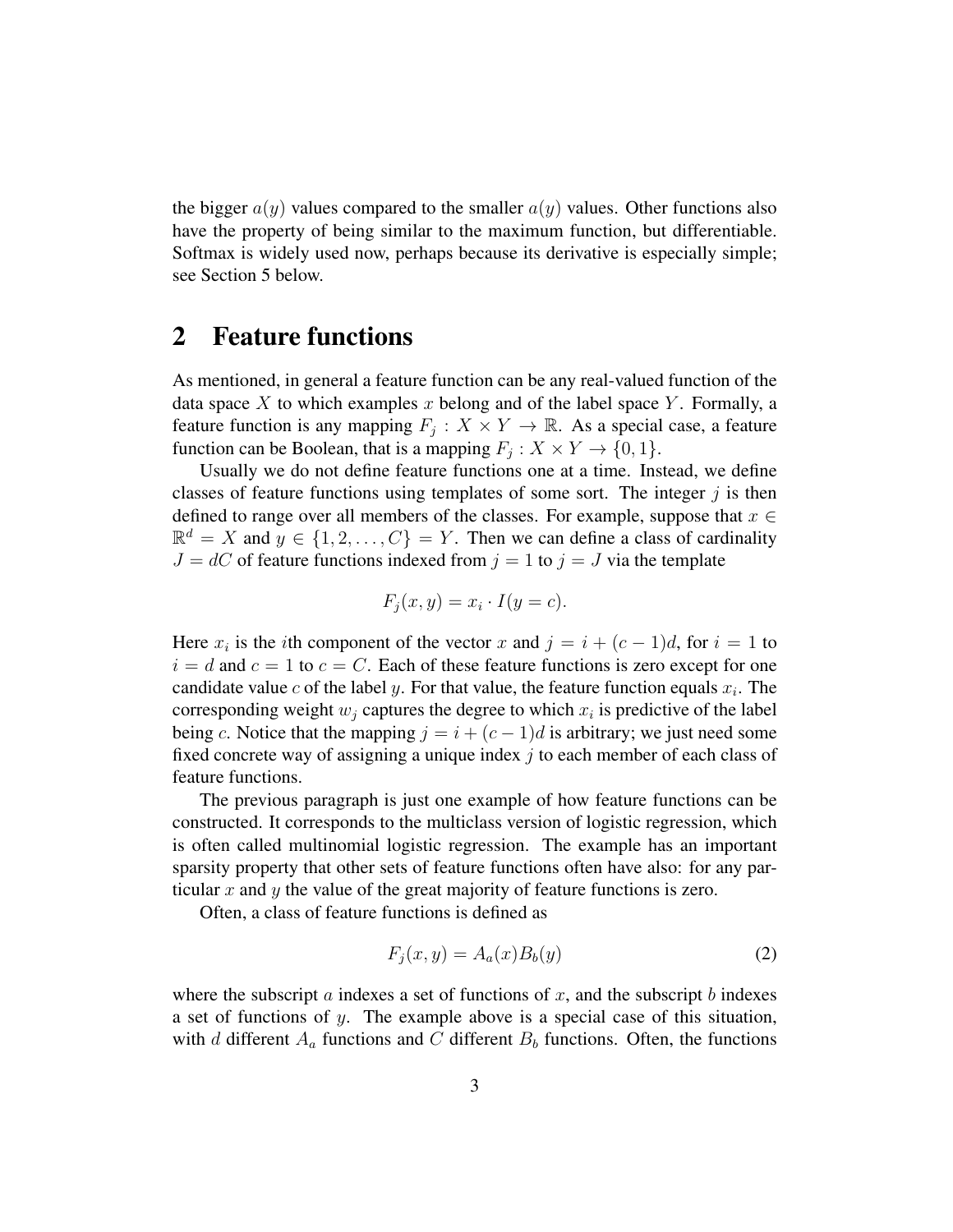the bigger $a(y)$ values compared to the smaller $a(y)$ values. Other functions also have the property of being similar to the maximum function, but differentiable. Softmax is widely used now, perhaps because its derivative is especially simple; see Section 5 below.

## 2 Feature functions

As mentioned, in general a feature function can be any real-valued function of the data space $X$ to which examples $x$ belong and of the label space $Y$. Formally, a feature function is any mapping $F_j : X \times Y \to \mathbb{R}$. As a special case, a feature function can be Boolean, that is a mapping $F_j : X \times Y \to \{0, 1\}$.

Usually we do not define feature functions one at a time. Instead, we define classes of feature functions using templates of some sort. The integer $j$ is then defined to range over all members of the classes. For example, suppose that $x \in \mathbb{R}^d = X$ and $y \in \{1, 2, \ldots, C\} = Y$. Then we can define a class of cardinality $J = dC$ of feature functions indexed from $j = 1$ to $j = J$ via the template

$$F_j(x, y) = x_i \cdot I(y = c).$$

Here $x_i$ is the $i$th component of the vector $x$ and $j = i + (c-1)d$, for $i = 1$ to $i = d$ and $c = 1$ to $c = C$. Each of these feature functions is zero except for one candidate value $c$ of the label $y$. For that value, the feature function equals $x_i$. The corresponding weight $w_j$ captures the degree to which $x_i$ is predictive of the label being $c$. Notice that the mapping $j = i + (c-1)d$ is arbitrary; we just need some fixed concrete way of assigning a unique index $j$ to each member of each class of feature functions.

The previous paragraph is just one example of how feature functions can be constructed. It corresponds to the multiclass version of logistic regression, which is often called multinomial logistic regression. The example has an important sparsity property that other sets of feature functions often have also: for any particular $x$ and $y$ the value of the great majority of feature functions is zero.

Often, a class of feature functions is defined as

$$F_j(x, y) = A_a(x) B_b(y) \tag{2}$$

where the subscript $a$ indexes a set of functions of $x$, and the subscript $b$ indexes a set of functions of $y$. The example above is a special case of this situation, with $d$ different $A_a$ functions and $C$ different $B_b$ functions. Often, the functions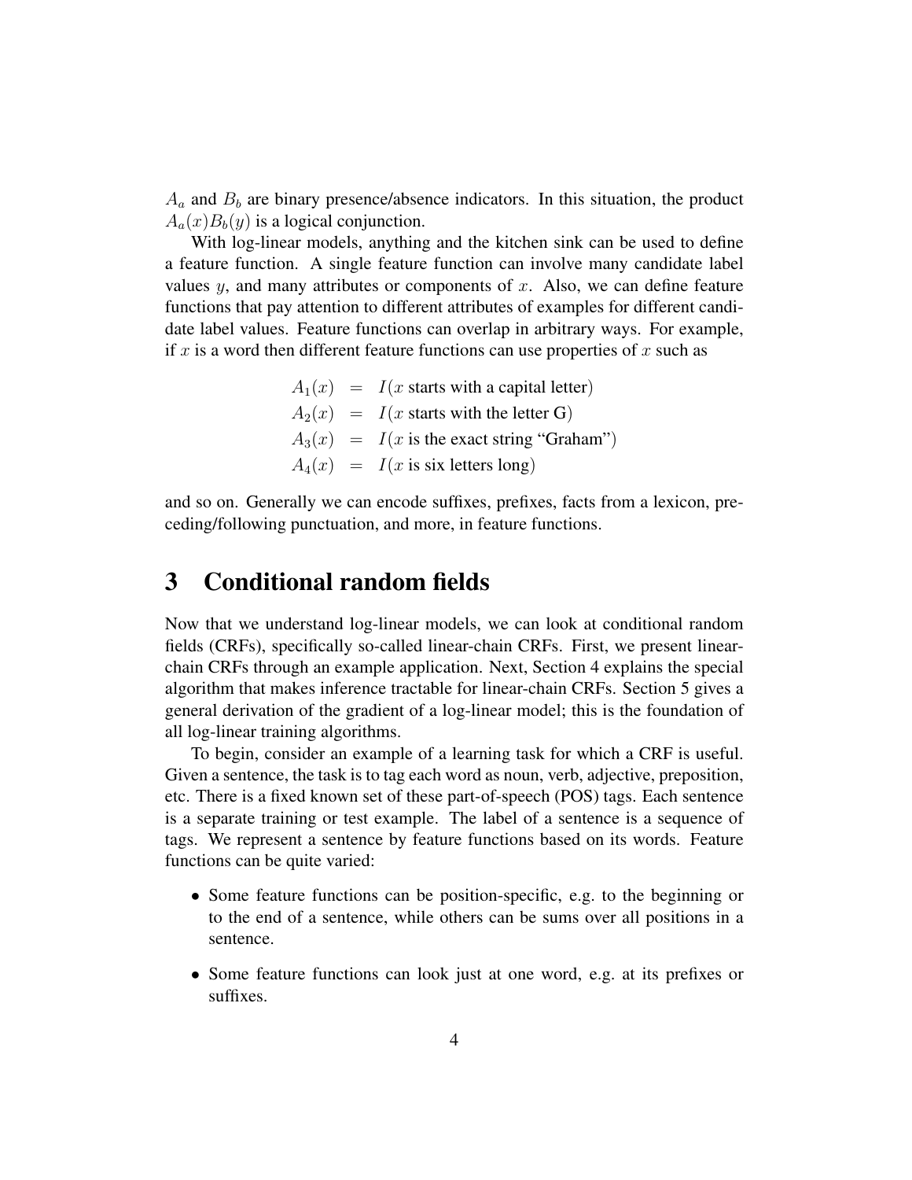$A_a$ and $B_b$ are binary presence/absence indicators. In this situation, the product $A_a(x)B_b(y)$ is a logical conjunction.

With log-linear models, anything and the kitchen sink can be used to define a feature function. A single feature function can involve many candidate label values $y$, and many attributes or components of $x$. Also, we can define feature functions that pay attention to different attributes of examples for different candidate label values. Feature functions can overlap in arbitrary ways. For example, if $x$ is a word then different feature functions can use properties of $x$ such as

$$
\begin{aligned}
A_1(x) &= I(x \text{ starts with a capital letter}) \\
A_2(x) &= I(x \text{ starts with the letter G}) \\
A_3(x) &= I(x \text{ is the exact string "Graham"}) \\
A_4(x) &= I(x \text{ is six letters long})
\end{aligned}
$$

and so on. Generally we can encode suffixes, prefixes, facts from a lexicon, preceding/following punctuation, and more, in feature functions.

# 3 Conditional random fields

Now that we understand log-linear models, we can look at conditional random fields (CRFs), specifically so-called linear-chain CRFs. First, we present linear-chain CRFs through an example application. Next, Section 4 explains the special algorithm that makes inference tractable for linear-chain CRFs. Section 5 gives a general derivation of the gradient of a log-linear model; this is the foundation of all log-linear training algorithms.

To begin, consider an example of a learning task for which a CRF is useful. Given a sentence, the task is to tag each word as noun, verb, adjective, preposition, etc. There is a fixed known set of these part-of-speech (POS) tags. Each sentence is a separate training or test example. The label of a sentence is a sequence of tags. We represent a sentence by feature functions based on its words. Feature functions can be quite varied:

- Some feature functions can be position-specific, e.g. to the beginning or to the end of a sentence, while others can be sums over all positions in a sentence.
- Some feature functions can look just at one word, e.g. at its prefixes or suffixes.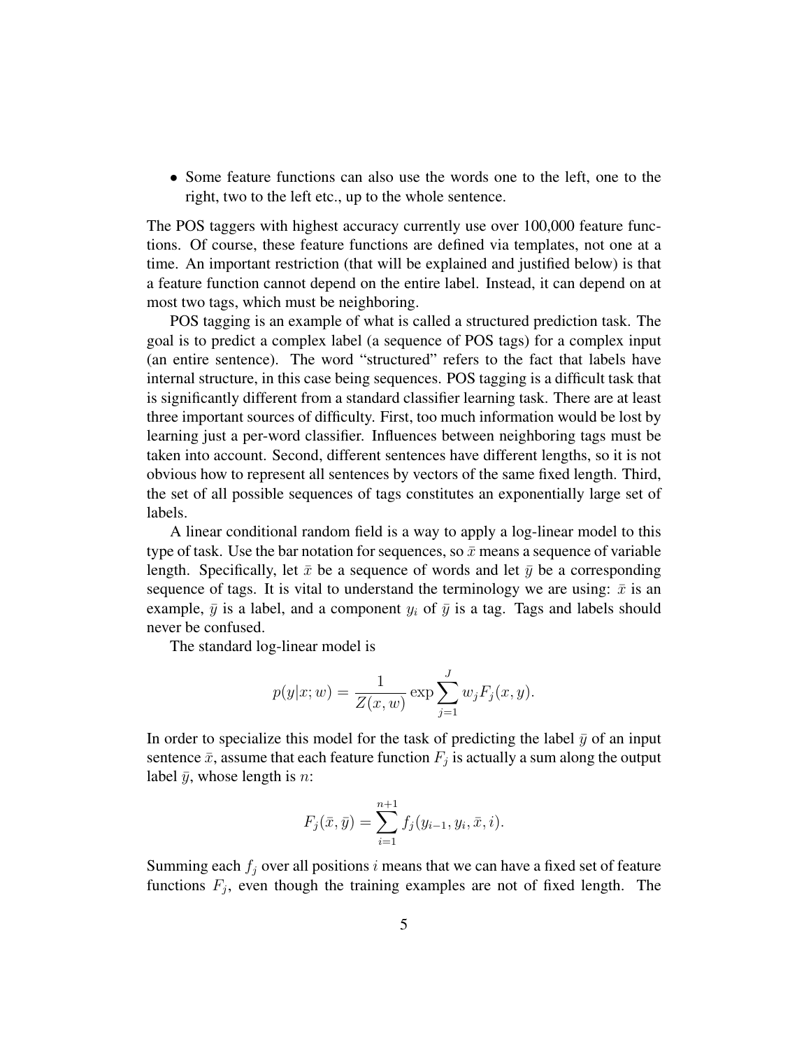- Some feature functions can also use the words one to the left, one to the right, two to the left etc., up to the whole sentence.

The POS taggers with highest accuracy currently use over 100,000 feature functions. Of course, these feature functions are defined via templates, not one at a time. An important restriction (that will be explained and justified below) is that a feature function cannot depend on the entire label. Instead, it can depend on at most two tags, which must be neighboring.

POS tagging is an example of what is called a structured prediction task. The goal is to predict a complex label (a sequence of POS tags) for a complex input (an entire sentence). The word "structured" refers to the fact that labels have internal structure, in this case being sequences. POS tagging is a difficult task that is significantly different from a standard classifier learning task. There are at least three important sources of difficulty. First, too much information would be lost by learning just a per-word classifier. Influences between neighboring tags must be taken into account. Second, different sentences have different lengths, so it is not obvious how to represent all sentences by vectors of the same fixed length. Third, the set of all possible sequences of tags constitutes an exponentially large set of labels.

A linear conditional random field is a way to apply a log-linear model to this type of task. Use the bar notation for sequences, so $\bar{x}$ means a sequence of variable length. Specifically, let $\bar{x}$ be a sequence of words and let $\bar{y}$ be a corresponding sequence of tags. It is vital to understand the terminology we are using: $\bar{x}$ is an example, $\bar{y}$ is a label, and a component $y_i$ of $\bar{y}$ is a tag. Tags and labels should never be confused.

The standard log-linear model is

$$p(y|x;w) = \frac{1}{Z(x,w)} \exp \sum_{j=1}^{J} w_j F_j(x,y).$$

In order to specialize this model for the task of predicting the label $\bar{y}$ of an input sentence $\bar{x}$, assume that each feature function $F_j$ is actually a sum along the output label $\bar{y}$, whose length is $n$:

$$F_j(\bar{x},\bar{y}) = \sum_{i=1}^{n+1} f_j(y_{i-1}, y_i, \bar{x}, i).$$

Summing each $f_j$ over all positions $i$ means that we can have a fixed set of feature functions $F_j$, even though the training examples are not of fixed length. The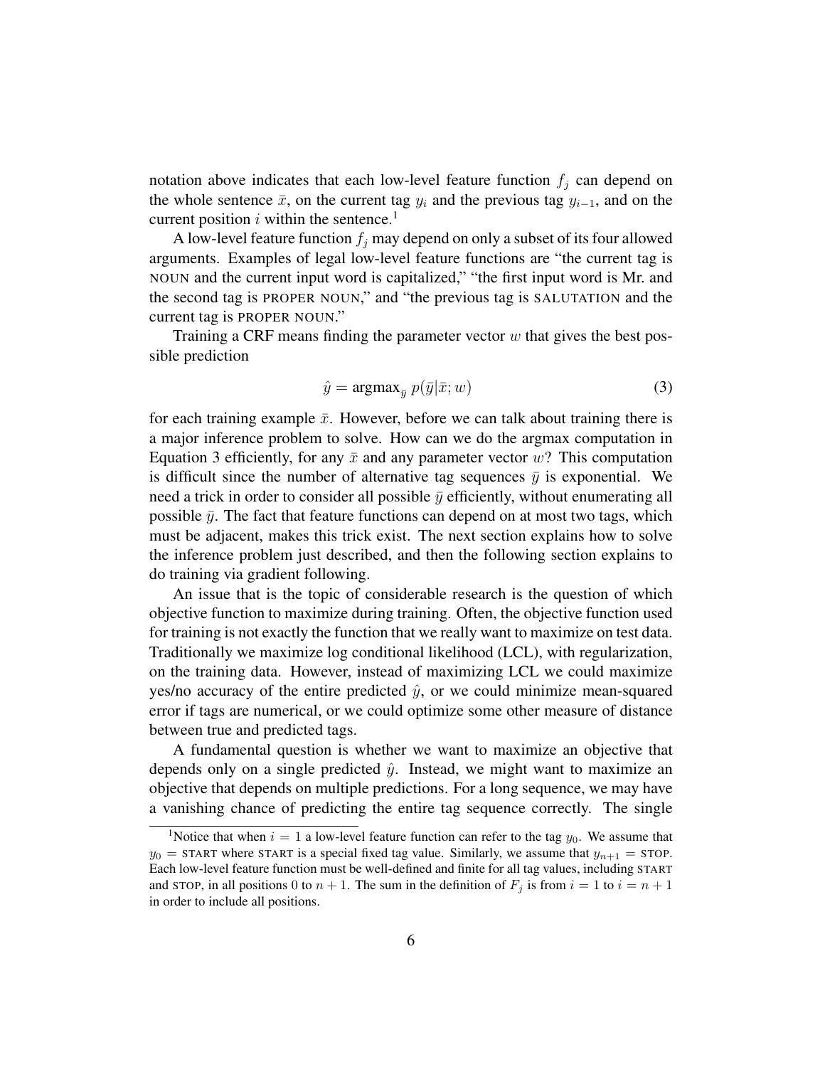notation above indicates that each low-level feature function $f_j$ can depend on the whole sentence $\bar{x}$, on the current tag $y_i$ and the previous tag $y_{i-1}$, and on the current position $i$ within the sentence.[1]

A low-level feature function $f_j$ may depend on only a subset of its four allowed arguments. Examples of legal low-level feature functions are "the current tag is NOUN and the current input word is capitalized," "the first input word is Mr. and the second tag is PROPER NOUN," and "the previous tag is SALUTATION and the current tag is PROPER NOUN."

Training a CRF means finding the parameter vector $w$ that gives the best possible prediction

$$\hat{y} = \text{argmax}_{\bar{y}}\ p(\bar{y}|\bar{x}; w) \tag{3}$$

for each training example $\bar{x}$. However, before we can talk about training there is a major inference problem to solve. How can we do the argmax computation in Equation 3 efficiently, for any $\bar{x}$ and any parameter vector $w$? This computation is difficult since the number of alternative tag sequences $\bar{y}$ is exponential. We need a trick in order to consider all possible $\bar{y}$ efficiently, without enumerating all possible $\bar{y}$. The fact that feature functions can depend on at most two tags, which must be adjacent, makes this trick exist. The next section explains how to solve the inference problem just described, and then the following section explains to do training via gradient following.

An issue that is the topic of considerable research is the question of which objective function to maximize during training. Often, the objective function used for training is not exactly the function that we really want to maximize on test data. Traditionally we maximize log conditional likelihood (LCL), with regularization, on the training data. However, instead of maximizing LCL we could maximize yes/no accuracy of the entire predicted $\hat{y}$, or we could minimize mean-squared error if tags are numerical, or we could optimize some other measure of distance between true and predicted tags.

A fundamental question is whether we want to maximize an objective that depends only on a single predicted $\hat{y}$. Instead, we might want to maximize an objective that depends on multiple predictions. For a long sequence, we may have a vanishing chance of predicting the entire tag sequence correctly. The single

---

[1] Notice that when $i = 1$ a low-level feature function can refer to the tag $y_0$. We assume that $y_0 =$ START where START is a special fixed tag value. Similarly, we assume that $y_{n+1} =$ STOP. Each low-level feature function must be well-defined and finite for all tag values, including START and STOP, in all positions 0 to $n+1$. The sum in the definition of $F_j$ is from $i = 1$ to $i = n + 1$ in order to include all positions.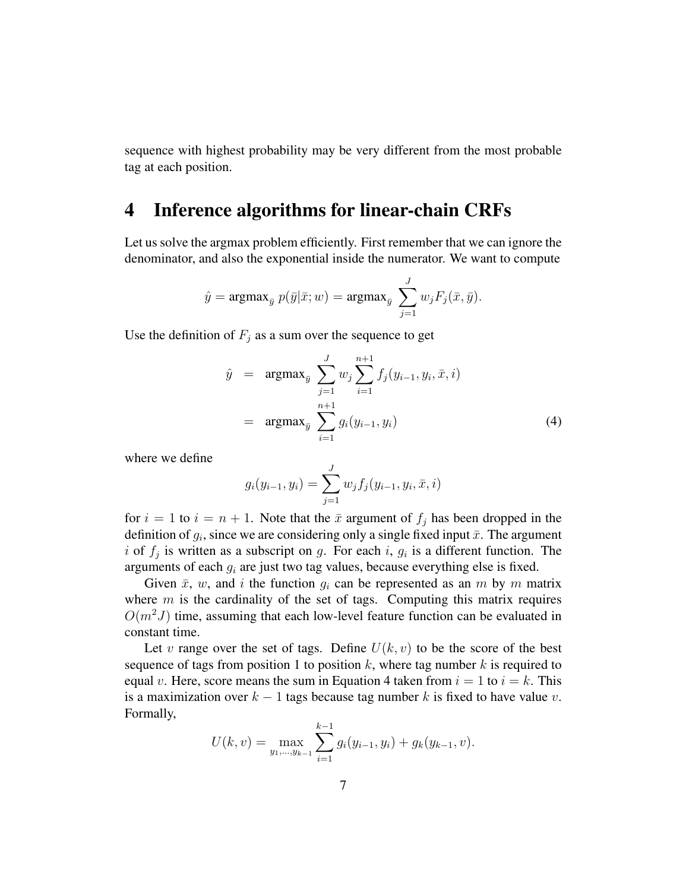sequence with highest probability may be very different from the most probable tag at each position.

## 4 Inference algorithms for linear-chain CRFs

Let us solve the argmax problem efficiently. First remember that we can ignore the denominator, and also the exponential inside the numerator. We want to compute

$$\hat{y} = \text{argmax}_{\bar{y}}\ p(\bar{y}|\bar{x}; w) = \text{argmax}_{\bar{y}}\ \sum_{j=1}^{J} w_j F_j(\bar{x}, \bar{y}).$$

Use the definition of $F_j$ as a sum over the sequence to get

$$\begin{aligned}
\hat{y} &= \text{argmax}_{\bar{y}}\ \sum_{j=1}^{J} w_j \sum_{i=1}^{n+1} f_j(y_{i-1}, y_i, \bar{x}, i) \\
&= \text{argmax}_{\bar{y}}\ \sum_{i=1}^{n+1} g_i(y_{i-1}, y_i) \qquad (4)
\end{aligned}$$

where we define

$$g_i(y_{i-1}, y_i) = \sum_{j=1}^{J} w_j f_j(y_{i-1}, y_i, \bar{x}, i)$$

for $i = 1$ to $i = n + 1$. Note that the $\bar{x}$ argument of $f_j$ has been dropped in the definition of $g_i$, since we are considering only a single fixed input $\bar{x}$. The argument $i$ of $f_j$ is written as a subscript on $g$. For each $i$, $g_i$ is a different function. The arguments of each $g_i$ are just two tag values, because everything else is fixed.

Given $\bar{x}$, $w$, and $i$ the function $g_i$ can be represented as an $m$ by $m$ matrix where $m$ is the cardinality of the set of tags. Computing this matrix requires $O(m^2 J)$ time, assuming that each low-level feature function can be evaluated in constant time.

Let $v$ range over the set of tags. Define $U(k, v)$ to be the score of the best sequence of tags from position 1 to position $k$, where tag number $k$ is required to equal $v$. Here, score means the sum in Equation 4 taken from $i = 1$ to $i = k$. This is a maximization over $k - 1$ tags because tag number $k$ is fixed to have value $v$. Formally,

$$U(k, v) = \max_{y_1, \ldots, y_{k-1}} \sum_{i=1}^{k-1} g_i(y_{i-1}, y_i) + g_k(y_{k-1}, v).$$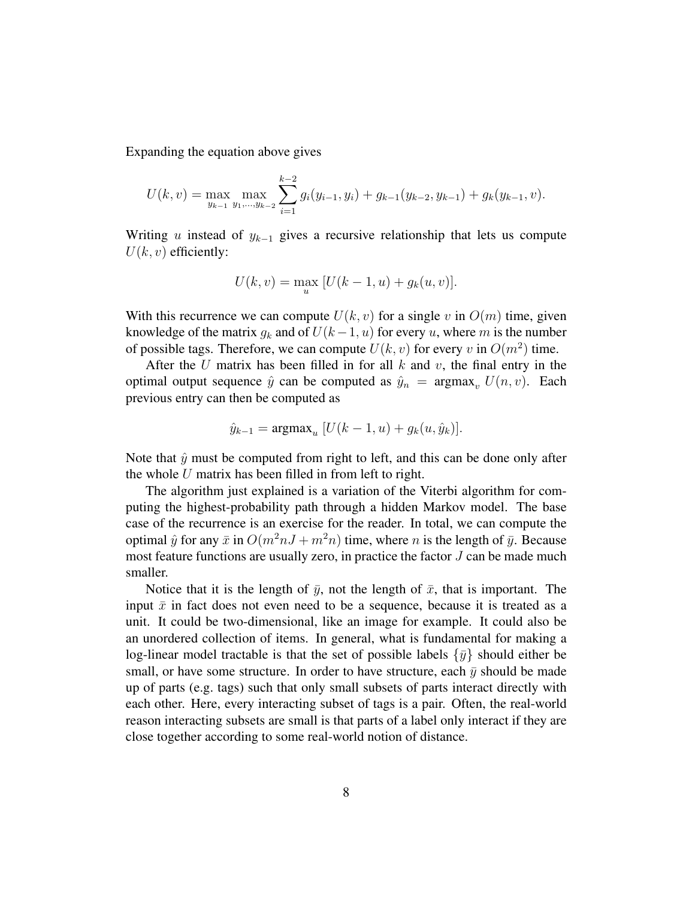Expanding the equation above gives

$$U(k,v) = \max_{y_{k-1}} \max_{y_1,\ldots,y_{k-2}} \sum_{i=1}^{k-2} g_i(y_{i-1}, y_i) + g_{k-1}(y_{k-2}, y_{k-1}) + g_k(y_{k-1}, v).$$

Writing $u$ instead of $y_{k-1}$ gives a recursive relationship that lets us compute $U(k,v)$ efficiently:

$$U(k,v) = \max_u \left[U(k-1,u) + g_k(u,v)\right].$$

With this recurrence we can compute $U(k,v)$ for a single $v$ in $O(m)$ time, given knowledge of the matrix $g_k$ and of $U(k-1,u)$ for every $u$, where $m$ is the number of possible tags. Therefore, we can compute $U(k,v)$ for every $v$ in $O(m^2)$ time.

After the $U$ matrix has been filled in for all $k$ and $v$, the final entry in the optimal output sequence $\hat{y}$ can be computed as $\hat{y}_n = \text{argmax}_v \, U(n,v)$. Each previous entry can then be computed as

$$\hat{y}_{k-1} = \text{argmax}_u \left[U(k-1,u) + g_k(u, \hat{y}_k)\right].$$

Note that $\hat{y}$ must be computed from right to left, and this can be done only after the whole $U$ matrix has been filled in from left to right.

The algorithm just explained is a variation of the Viterbi algorithm for computing the highest-probability path through a hidden Markov model. The base case of the recurrence is an exercise for the reader. In total, we can compute the optimal $\hat{y}$ for any $\bar{x}$ in $O(m^2 nJ + m^2 n)$ time, where $n$ is the length of $\bar{y}$. Because most feature functions are usually zero, in practice the factor $J$ can be made much smaller.

Notice that it is the length of $\bar{y}$, not the length of $\bar{x}$, that is important. The input $\bar{x}$ in fact does not even need to be a sequence, because it is treated as a unit. It could be two-dimensional, like an image for example. It could also be an unordered collection of items. In general, what is fundamental for making a log-linear model tractable is that the set of possible labels $\{\bar{y}\}$ should either be small, or have some structure. In order to have structure, each $\bar{y}$ should be made up of parts (e.g. tags) such that only small subsets of parts interact directly with each other. Here, every interacting subset of tags is a pair. Often, the real-world reason interacting subsets are small is that parts of a label only interact if they are close together according to some real-world notion of distance.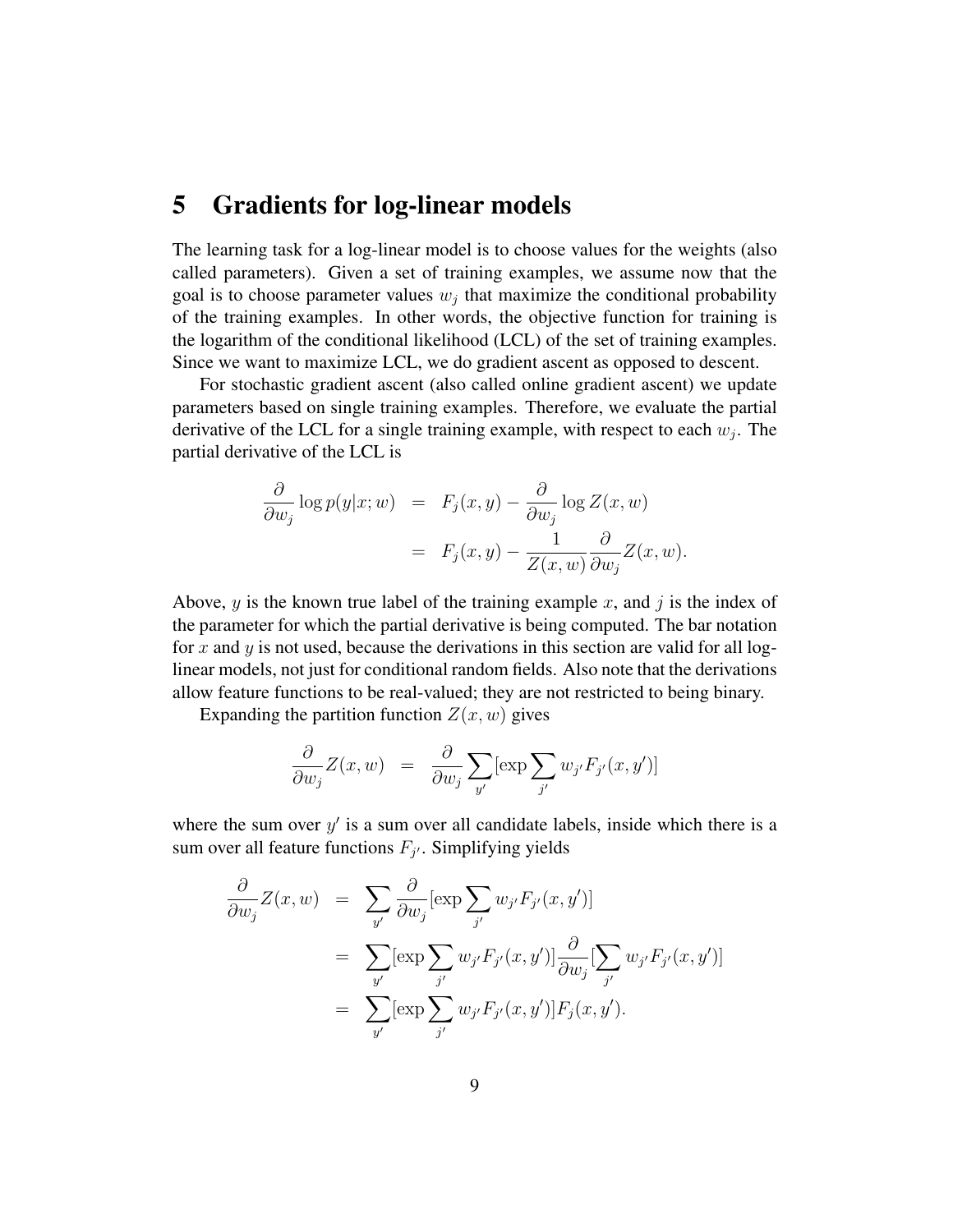## 5 Gradients for log-linear models

The learning task for a log-linear model is to choose values for the weights (also called parameters). Given a set of training examples, we assume now that the goal is to choose parameter values $w_j$ that maximize the conditional probability of the training examples. In other words, the objective function for training is the logarithm of the conditional likelihood (LCL) of the set of training examples. Since we want to maximize LCL, we do gradient ascent as opposed to descent.

For stochastic gradient ascent (also called online gradient ascent) we update parameters based on single training examples. Therefore, we evaluate the partial derivative of the LCL for a single training example, with respect to each $w_j$. The partial derivative of the LCL is

$$
\begin{aligned}
\frac{\partial}{\partial w_j} \log p(y|x;w) &= F_j(x,y) - \frac{\partial}{\partial w_j} \log Z(x,w) \\
&= F_j(x,y) - \frac{1}{Z(x,w)} \frac{\partial}{\partial w_j} Z(x,w).
\end{aligned}
$$

Above, $y$ is the known true label of the training example $x$, and $j$ is the index of the parameter for which the partial derivative is being computed. The bar notation for $x$ and $y$ is not used, because the derivations in this section are valid for all log-linear models, not just for conditional random fields. Also note that the derivations allow feature functions to be real-valued; they are not restricted to being binary.

Expanding the partition function $Z(x,w)$ gives

$$
\frac{\partial}{\partial w_j} Z(x,w) = \frac{\partial}{\partial w_j} \sum_{y'} [\exp \sum_{j'} w_{j'} F_{j'}(x,y')]
$$

where the sum over $y'$ is a sum over all candidate labels, inside which there is a sum over all feature functions $F_{j'}$. Simplifying yields

$$
\begin{aligned}
\frac{\partial}{\partial w_j} Z(x,w) &= \sum_{y'} \frac{\partial}{\partial w_j} [\exp \sum_{j'} w_{j'} F_{j'}(x,y')] \\
&= \sum_{y'} [\exp \sum_{j'} w_{j'} F_{j'}(x,y')] \frac{\partial}{\partial w_j} [\sum_{j'} w_{j'} F_{j'}(x,y')] \\
&= \sum_{y'} [\exp \sum_{j'} w_{j'} F_{j'}(x,y')] F_j(x,y').
\end{aligned}
$$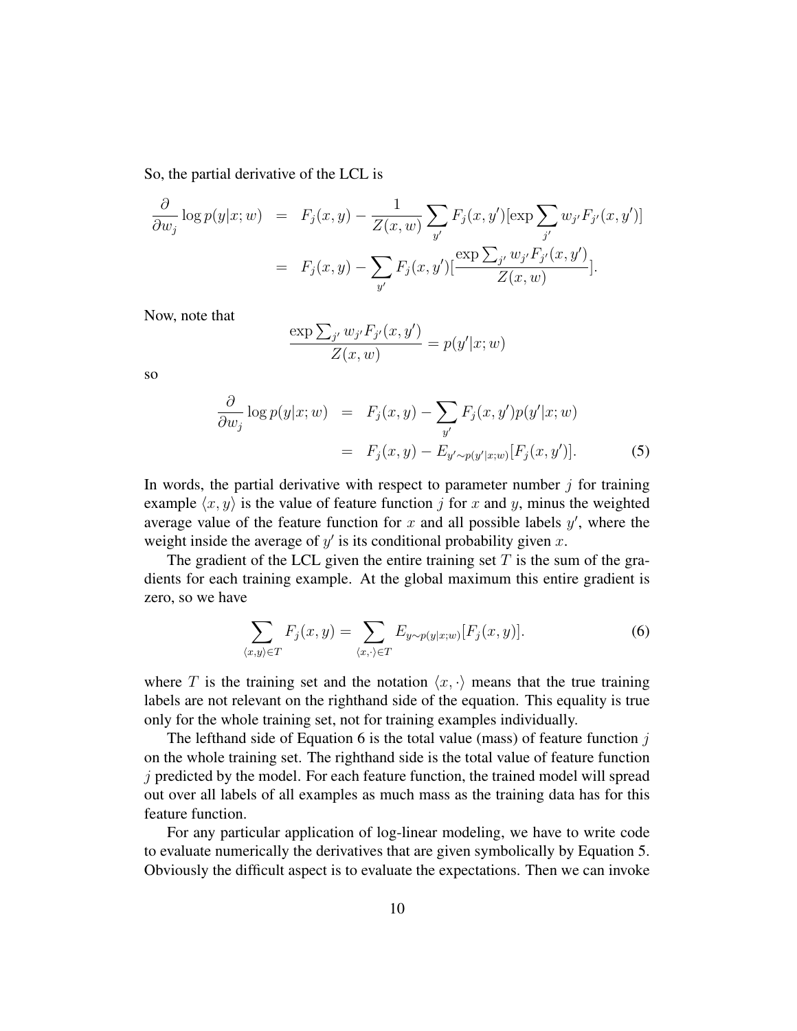So, the partial derivative of the LCL is

$$
\begin{aligned}
\frac{\partial}{\partial w_j} \log p(y|x;w) &= F_j(x,y) - \frac{1}{Z(x,w)} \sum_{y'} F_j(x,y')[\exp \sum_{j'} w_{j'} F_{j'}(x,y')] \\
&= F_j(x,y) - \sum_{y'} F_j(x,y')[\frac{\exp \sum_{j'} w_{j'} F_{j'}(x,y')}{Z(x,w)}].
\end{aligned}
$$

Now, note that

$$
\frac{\exp \sum_{j'} w_{j'} F_{j'}(x,y')}{Z(x,w)} = p(y'|x;w)
$$

so

$$
\begin{aligned}
\frac{\partial}{\partial w_j} \log p(y|x;w) &= F_j(x,y) - \sum_{y'} F_j(x,y') p(y'|x;w) \\
&= F_j(x,y) - E_{y' \sim p(y'|x;w)}[F_j(x,y')]. \qquad (5)
\end{aligned}
$$

In words, the partial derivative with respect to parameter number $j$ for training example $\langle x, y \rangle$ is the value of feature function $j$ for $x$ and $y$, minus the weighted average value of the feature function for $x$ and all possible labels $y'$, where the weight inside the average of $y'$ is its conditional probability given $x$.

The gradient of the LCL given the entire training set $T$ is the sum of the gradients for each training example. At the global maximum this entire gradient is zero, so we have

$$
\sum_{\langle x,y \rangle \in T} F_j(x,y) = \sum_{\langle x,\cdot \rangle \in T} E_{y \sim p(y|x;w)}[F_j(x,y)]. \qquad (6)
$$

where $T$ is the training set and the notation $\langle x, \cdot \rangle$ means that the true training labels are not relevant on the righthand side of the equation. This equality is true only for the whole training set, not for training examples individually.

The lefthand side of Equation 6 is the total value (mass) of feature function $j$ on the whole training set. The righthand side is the total value of feature function $j$ predicted by the model. For each feature function, the trained model will spread out over all labels of all examples as much mass as the training data has for this feature function.

For any particular application of log-linear modeling, we have to write code to evaluate numerically the derivatives that are given symbolically by Equation 5. Obviously the difficult aspect is to evaluate the expectations. Then we can invoke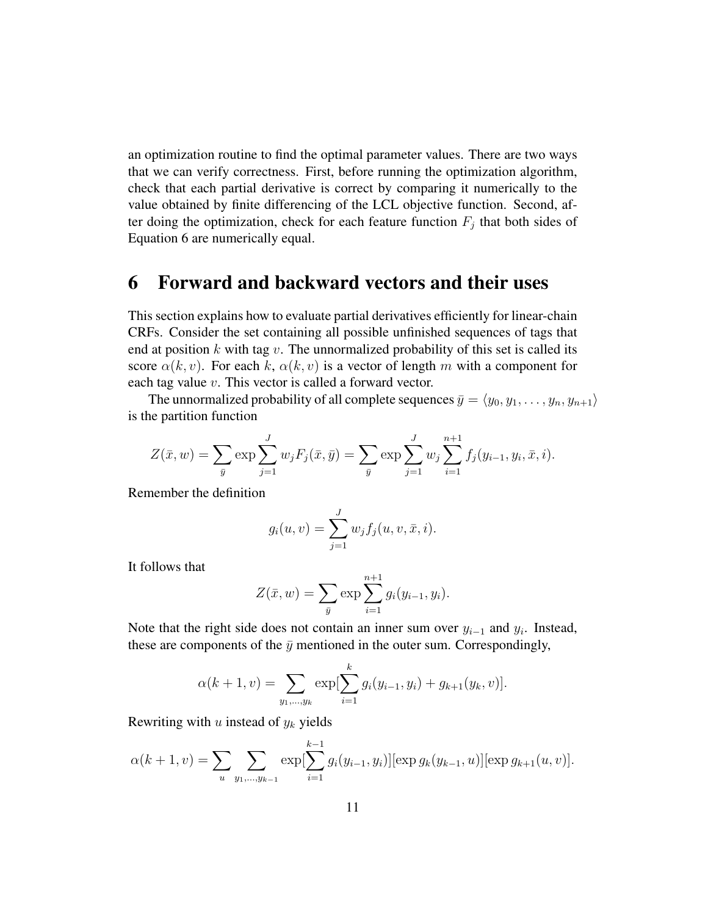an optimization routine to find the optimal parameter values. There are two ways that we can verify correctness. First, before running the optimization algorithm, check that each partial derivative is correct by comparing it numerically to the value obtained by finite differencing of the LCL objective function. Second, after doing the optimization, check for each feature function $F_j$ that both sides of Equation 6 are numerically equal.

## 6 Forward and backward vectors and their uses

This section explains how to evaluate partial derivatives efficiently for linear-chain CRFs. Consider the set containing all possible unfinished sequences of tags that end at position $k$ with tag $v$. The unnormalized probability of this set is called its score $\alpha(k, v)$. For each $k$, $\alpha(k, v)$ is a vector of length $m$ with a component for each tag value $v$. This vector is called a forward vector.

The unnormalized probability of all complete sequences $\bar{y} = \langle y_0, y_1, \ldots, y_n, y_{n+1} \rangle$ is the partition function

$$Z(\bar{x}, w) = \sum_{\bar{y}} \exp \sum_{j=1}^{J} w_j F_j(\bar{x}, \bar{y}) = \sum_{\bar{y}} \exp \sum_{j=1}^{J} w_j \sum_{i=1}^{n+1} f_j(y_{i-1}, y_i, \bar{x}, i).$$

Remember the definition

$$g_i(u, v) = \sum_{j=1}^{J} w_j f_j(u, v, \bar{x}, i).$$

It follows that

$$Z(\bar{x}, w) = \sum_{\bar{y}} \exp \sum_{i=1}^{n+1} g_i(y_{i-1}, y_i).$$

Note that the right side does not contain an inner sum over $y_{i-1}$ and $y_i$. Instead, these are components of the $\bar{y}$ mentioned in the outer sum. Correspondingly,

$$\alpha(k+1, v) = \sum_{y_1, \ldots, y_k} \exp[\sum_{i=1}^{k} g_i(y_{i-1}, y_i) + g_{k+1}(y_k, v)].$$

Rewriting with $u$ instead of $y_k$ yields

$$\alpha(k+1, v) = \sum_{u} \sum_{y_1, \ldots, y_{k-1}} \exp[\sum_{i=1}^{k-1} g_i(y_{i-1}, y_i)][\exp g_k(y_{k-1}, u)][\exp g_{k+1}(u, v)].$$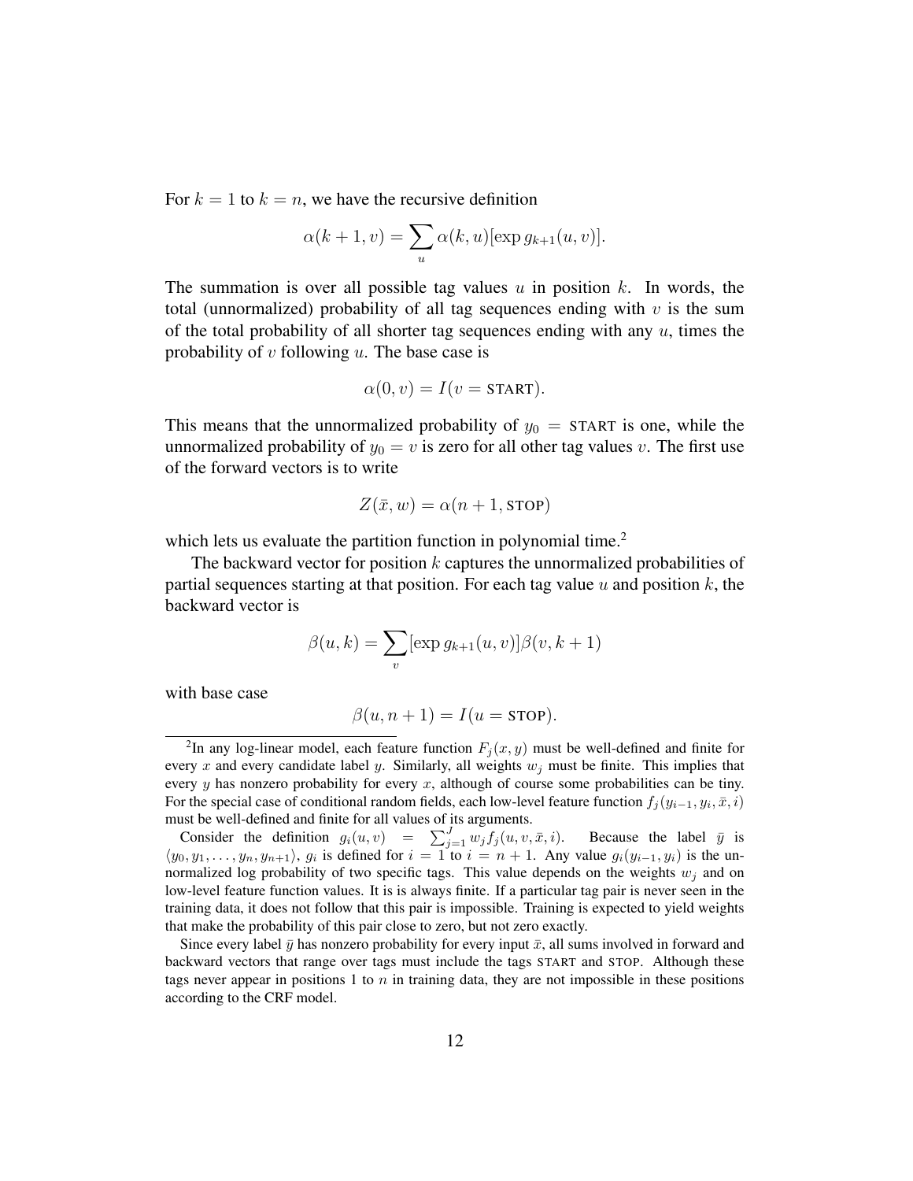For $k = 1$ to $k = n$, we have the recursive definition

$$\alpha(k+1, v) = \sum_u \alpha(k, u)[\exp g_{k+1}(u, v)].$$

The summation is over all possible tag values $u$ in position $k$. In words, the total (unnormalized) probability of all tag sequences ending with $v$ is the sum of the total probability of all shorter tag sequences ending with any $u$, times the probability of $v$ following $u$. The base case is

$$\alpha(0, v) = I(v = \text{START}).$$

This means that the unnormalized probability of $y_0 = \text{START}$ is one, while the unnormalized probability of $y_0 = v$ is zero for all other tag values $v$. The first use of the forward vectors is to write

$$Z(\bar{x}, w) = \alpha(n+1, \text{STOP})$$

which lets us evaluate the partition function in polynomial time.[2]

The backward vector for position $k$ captures the unnormalized probabilities of partial sequences starting at that position. For each tag value $u$ and position $k$, the backward vector is

$$\beta(u, k) = \sum_v [\exp g_{k+1}(u, v)]\beta(v, k+1)$$

with base case

$$\beta(u, n+1) = I(u = \text{STOP}).$$

---

[2] In any log-linear model, each feature function $F_j(x, y)$ must be well-defined and finite for every $x$ and every candidate label $y$. Similarly, all weights $w_j$ must be finite. This implies that every $y$ has nonzero probability for every $x$, although of course some probabilities can be tiny. For the special case of conditional random fields, each low-level feature function $f_j(y_{i-1}, y_i, \bar{x}, i)$ must be well-defined and finite for all values of its arguments.

Consider the definition $g_i(u, v) = \sum_{j=1}^{J} w_j f_j(u, v, \bar{x}, i)$. Because the label $\bar{y}$ is $\langle y_0, y_1, \ldots, y_n, y_{n+1} \rangle$, $g_i$ is defined for $i = 1$ to $i = n+1$. Any value $g_i(y_{i-1}, y_i)$ is the unnormalized log probability of two specific tags. This value depends on the weights $w_j$ and on low-level feature function values. It is is always finite. If a particular tag pair is never seen in the training data, it does not follow that this pair is impossible. Training is expected to yield weights that make the probability of this pair close to zero, but not zero exactly.

Since every label $\bar{y}$ has nonzero probability for every input $\bar{x}$, all sums involved in forward and backward vectors that range over tags must include the tags START and STOP. Although these tags never appear in positions 1 to $n$ in training data, they are not impossible in these positions according to the CRF model.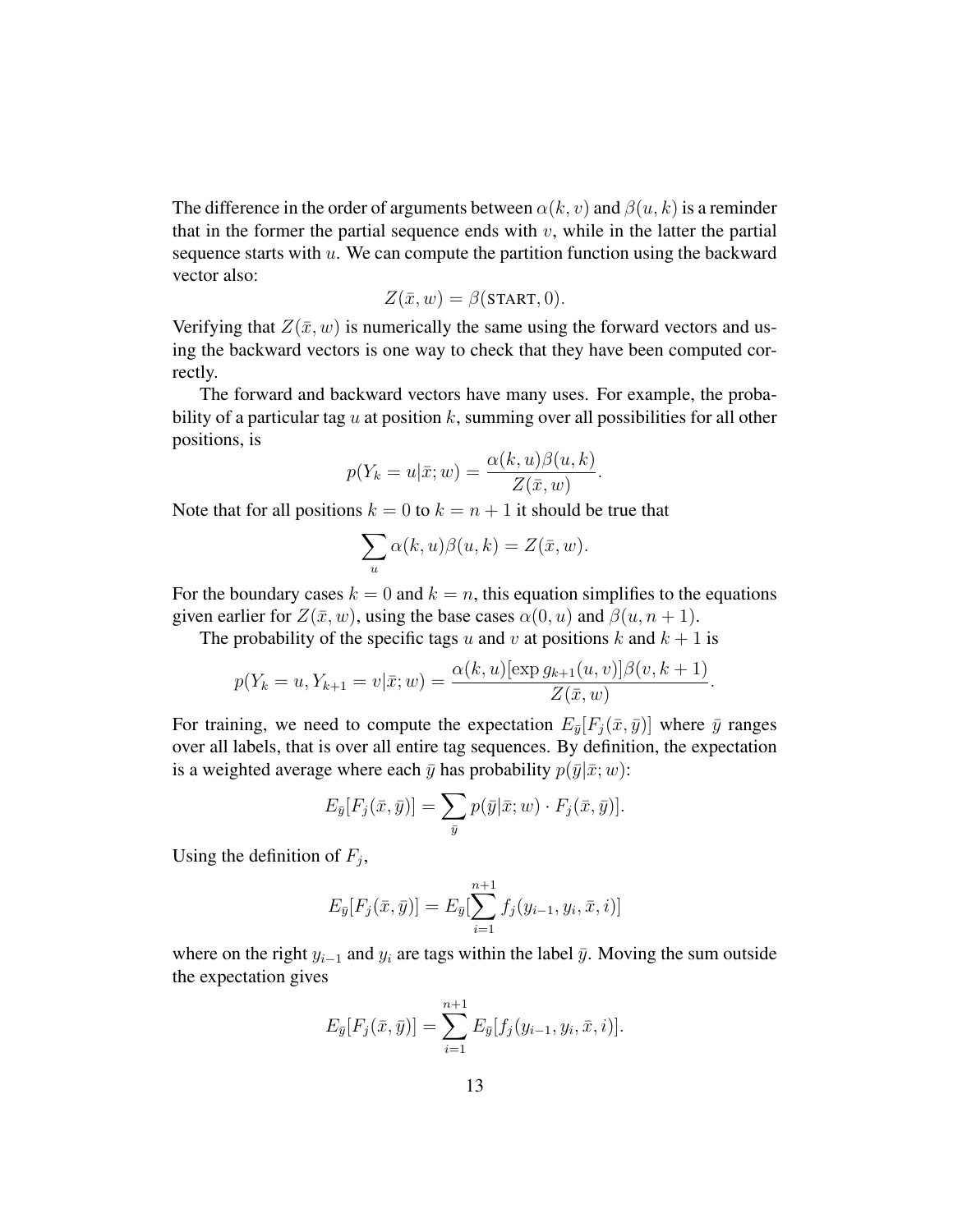The difference in the order of arguments between $\alpha(k, v)$ and $\beta(u, k)$ is a reminder that in the former the partial sequence ends with $v$, while in the latter the partial sequence starts with $u$. We can compute the partition function using the backward vector also:

$$Z(\bar{x}, w) = \beta(\text{START}, 0).$$

Verifying that $Z(\bar{x}, w)$ is numerically the same using the forward vectors and using the backward vectors is one way to check that they have been computed correctly.

The forward and backward vectors have many uses. For example, the probability of a particular tag $u$ at position $k$, summing over all possibilities for all other positions, is

$$p(Y_k = u|\bar{x}; w) = \frac{\alpha(k, u)\beta(u, k)}{Z(\bar{x}, w)}.$$

Note that for all positions $k = 0$ to $k = n + 1$ it should be true that

$$\sum_u \alpha(k, u)\beta(u, k) = Z(\bar{x}, w).$$

For the boundary cases $k = 0$ and $k = n$, this equation simplifies to the equations given earlier for $Z(\bar{x}, w)$, using the base cases $\alpha(0, u)$ and $\beta(u, n + 1)$.

The probability of the specific tags $u$ and $v$ at positions $k$ and $k + 1$ is

$$p(Y_k = u, Y_{k+1} = v|\bar{x}; w) = \frac{\alpha(k, u)[\exp g_{k+1}(u, v)]\beta(v, k + 1)}{Z(\bar{x}, w)}.$$

For training, we need to compute the expectation $E_{\bar{y}}[F_j(\bar{x}, \bar{y})]$ where $\bar{y}$ ranges over all labels, that is over all entire tag sequences. By definition, the expectation is a weighted average where each $\bar{y}$ has probability $p(\bar{y}|\bar{x}; w)$:

$$E_{\bar{y}}[F_j(\bar{x}, \bar{y})] = \sum_{\bar{y}} p(\bar{y}|\bar{x}; w) \cdot F_j(\bar{x}, \bar{y})].$$

Using the definition of $F_j$,

$$E_{\bar{y}}[F_j(\bar{x}, \bar{y})] = E_{\bar{y}}[\sum_{i=1}^{n+1} f_j(y_{i-1}, y_i, \bar{x}, i)]$$

where on the right $y_{i-1}$ and $y_i$ are tags within the label $\bar{y}$. Moving the sum outside the expectation gives

$$E_{\bar{y}}[F_j(\bar{x}, \bar{y})] = \sum_{i=1}^{n+1} E_{\bar{y}}[f_j(y_{i-1}, y_i, \bar{x}, i)].$$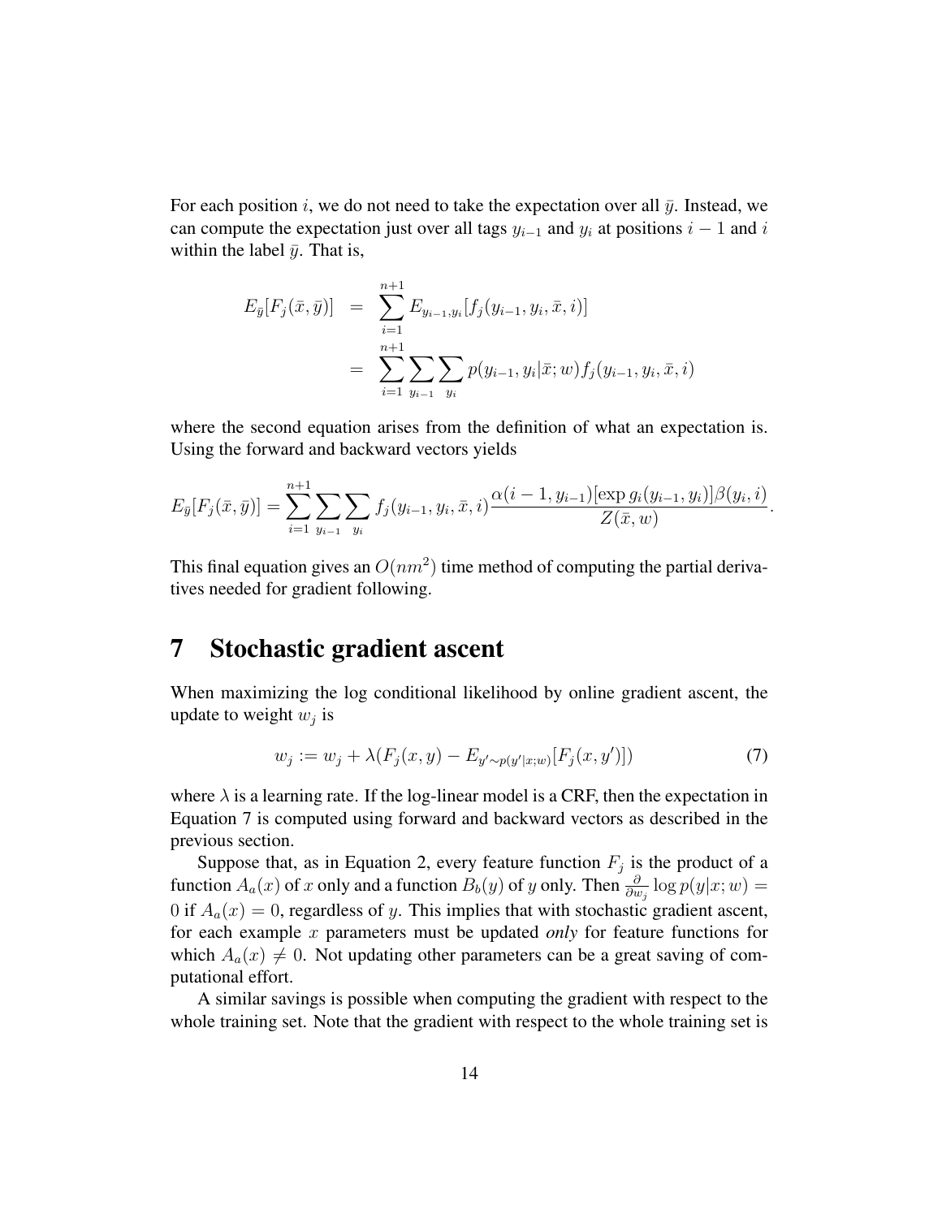For each position $i$, we do not need to take the expectation over all $\bar{y}$. Instead, we can compute the expectation just over all tags $y_{i-1}$ and $y_i$ at positions $i-1$ and $i$ within the label $\bar{y}$. That is,

$$
\begin{aligned}
E_{\bar{y}}[F_j(\bar{x}, \bar{y})] &= \sum_{i=1}^{n+1} E_{y_{i-1}, y_i}[f_j(y_{i-1}, y_i, \bar{x}, i)] \\
&= \sum_{i=1}^{n+1} \sum_{y_{i-1}} \sum_{y_i} p(y_{i-1}, y_i | \bar{x}; w) f_j(y_{i-1}, y_i, \bar{x}, i)
\end{aligned}
$$

where the second equation arises from the definition of what an expectation is. Using the forward and backward vectors yields

$$
E_{\bar{y}}[F_j(\bar{x}, \bar{y})] = \sum_{i=1}^{n+1} \sum_{y_{i-1}} \sum_{y_i} f_j(y_{i-1}, y_i, \bar{x}, i) \frac{\alpha(i-1, y_{i-1})[\exp g_i(y_{i-1}, y_i)] \beta(y_i, i)}{Z(\bar{x}, w)}.
$$

This final equation gives an $O(nm^2)$ time method of computing the partial derivatives needed for gradient following.

# 7 Stochastic gradient ascent

When maximizing the log conditional likelihood by online gradient ascent, the update to weight $w_j$ is

$$
w_j := w_j + \lambda(F_j(x, y) - E_{y' \sim p(y'|x;w)}[F_j(x, y')]) \tag{7}
$$

where $\lambda$ is a learning rate. If the log-linear model is a CRF, then the expectation in Equation 7 is computed using forward and backward vectors as described in the previous section.

Suppose that, as in Equation 2, every feature function $F_j$ is the product of a function $A_a(x)$ of $x$ only and a function $B_b(y)$ of $y$ only. Then $\frac{\partial}{\partial w_j} \log p(y|x; w) = 0$ if $A_a(x) = 0$, regardless of $y$. This implies that with stochastic gradient ascent, for each example $x$ parameters must be updated *only* for feature functions for which $A_a(x) \neq 0$. Not updating other parameters can be a great saving of computational effort.

A similar savings is possible when computing the gradient with respect to the whole training set. Note that the gradient with respect to the whole training set is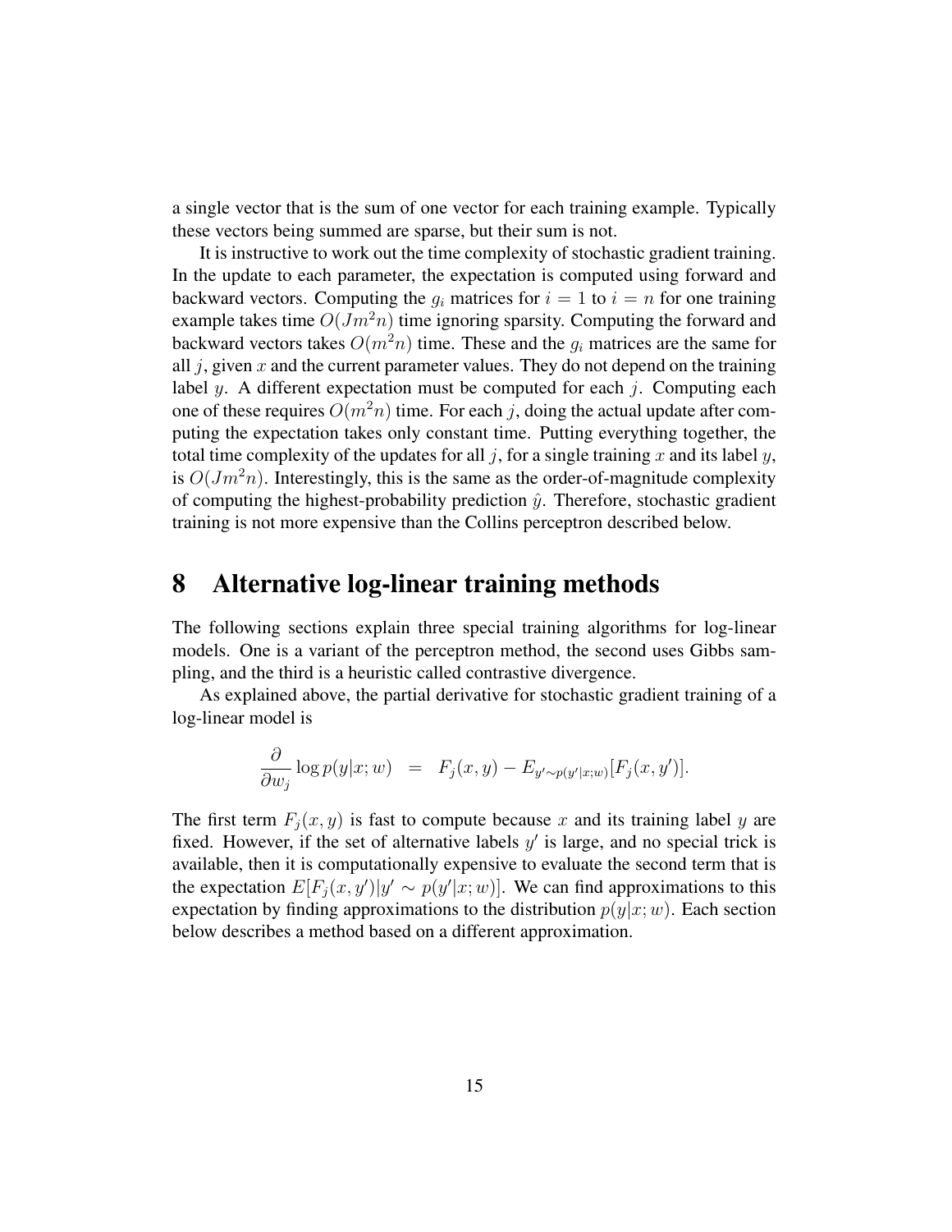a single vector that is the sum of one vector for each training example. Typically these vectors being summed are sparse, but their sum is not.

It is instructive to work out the time complexity of stochastic gradient training. In the update to each parameter, the expectation is computed using forward and backward vectors. Computing the $g_i$ matrices for $i = 1$ to $i = n$ for one training example takes time $O(Jm^2n)$ time ignoring sparsity. Computing the forward and backward vectors takes $O(m^2n)$ time. These and the $g_i$ matrices are the same for all $j$, given $x$ and the current parameter values. They do not depend on the training label $y$. A different expectation must be computed for each $j$. Computing each one of these requires $O(m^2n)$ time. For each $j$, doing the actual update after computing the expectation takes only constant time. Putting everything together, the total time complexity of the updates for all $j$, for a single training $x$ and its label $y$, is $O(Jm^2n)$. Interestingly, this is the same as the order-of-magnitude complexity of computing the highest-probability prediction $\hat{y}$. Therefore, stochastic gradient training is not more expensive than the Collins perceptron described below.

# 8 Alternative log-linear training methods

The following sections explain three special training algorithms for log-linear models. One is a variant of the perceptron method, the second uses Gibbs sampling, and the third is a heuristic called contrastive divergence.

As explained above, the partial derivative for stochastic gradient training of a log-linear model is

$$\frac{\partial}{\partial w_j} \log p(y|x;w) \quad = \quad F_j(x,y) - E_{y' \sim p(y'|x;w)}[F_j(x,y')].$$

The first term $F_j(x,y)$ is fast to compute because $x$ and its training label $y$ are fixed. However, if the set of alternative labels $y'$ is large, and no special trick is available, then it is computationally expensive to evaluate the second term that is the expectation $E[F_j(x,y')|y' \sim p(y'|x;w)]$. We can find approximations to this expectation by finding approximations to the distribution $p(y|x;w)$. Each section below describes a method based on a different approximation.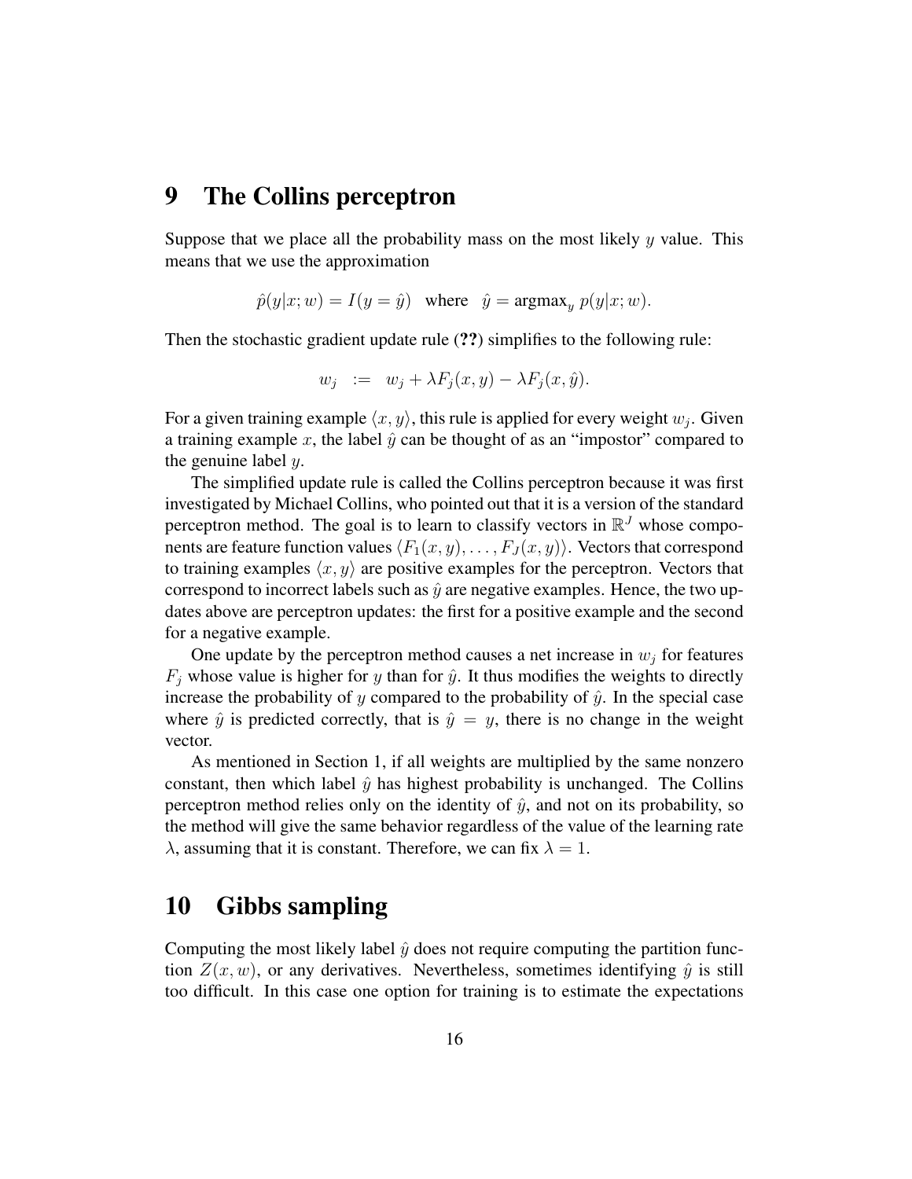## 9 The Collins perceptron

Suppose that we place all the probability mass on the most likely $y$ value. This means that we use the approximation

$$\hat{p}(y|x; w) = I(y = \hat{y}) \quad \text{where} \quad \hat{y} = \text{argmax}_y \; p(y|x; w).$$

Then the stochastic gradient update rule (**??**) simplifies to the following rule:

$$w_j \;\; := \;\; w_j + \lambda F_j(x, y) - \lambda F_j(x, \hat{y}).$$

For a given training example $\langle x, y \rangle$, this rule is applied for every weight $w_j$. Given a training example $x$, the label $\hat{y}$ can be thought of as an "impostor" compared to the genuine label $y$.

The simplified update rule is called the Collins perceptron because it was first investigated by Michael Collins, who pointed out that it is a version of the standard perceptron method. The goal is to learn to classify vectors in $\mathbb{R}^J$ whose components are feature function values $\langle F_1(x, y), \ldots, F_J(x, y) \rangle$. Vectors that correspond to training examples $\langle x, y \rangle$ are positive examples for the perceptron. Vectors that correspond to incorrect labels such as $\hat{y}$ are negative examples. Hence, the two updates above are perceptron updates: the first for a positive example and the second for a negative example.

One update by the perceptron method causes a net increase in $w_j$ for features $F_j$ whose value is higher for $y$ than for $\hat{y}$. It thus modifies the weights to directly increase the probability of $y$ compared to the probability of $\hat{y}$. In the special case where $\hat{y}$ is predicted correctly, that is $\hat{y} = y$, there is no change in the weight vector.

As mentioned in Section 1, if all weights are multiplied by the same nonzero constant, then which label $\hat{y}$ has highest probability is unchanged. The Collins perceptron method relies only on the identity of $\hat{y}$, and not on its probability, so the method will give the same behavior regardless of the value of the learning rate $\lambda$, assuming that it is constant. Therefore, we can fix $\lambda = 1$.

## 10 Gibbs sampling

Computing the most likely label $\hat{y}$ does not require computing the partition function $Z(x, w)$, or any derivatives. Nevertheless, sometimes identifying $\hat{y}$ is still too difficult. In this case one option for training is to estimate the expectations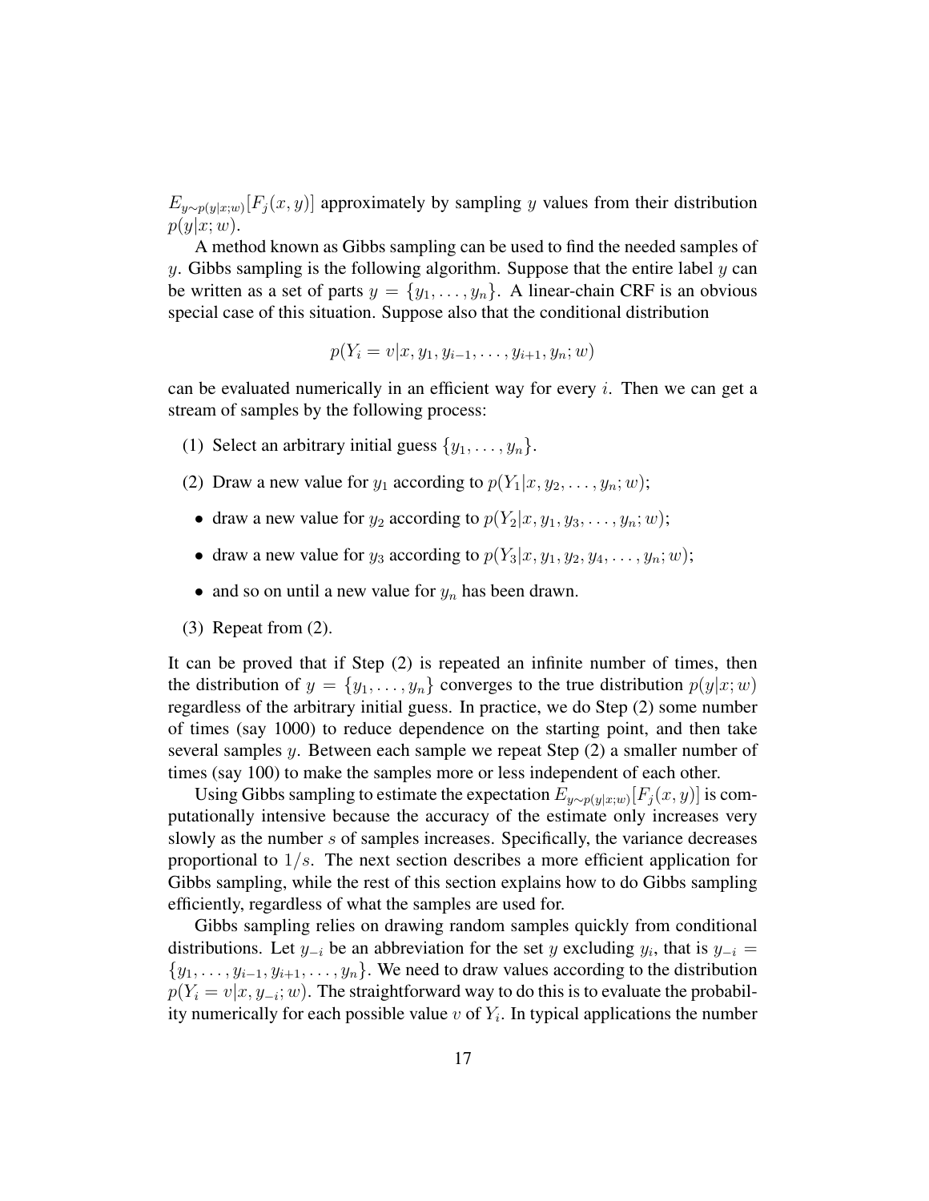$E_{y \sim p(y|x;w)}[F_j(x,y)]$ approximately by sampling $y$ values from their distribution $p(y|x;w)$.

A method known as Gibbs sampling can be used to find the needed samples of $y$. Gibbs sampling is the following algorithm. Suppose that the entire label $y$ can be written as a set of parts $y = \{y_1, \ldots, y_n\}$. A linear-chain CRF is an obvious special case of this situation. Suppose also that the conditional distribution

$$p(Y_i = v|x, y_1, y_{i-1}, \ldots, y_{i+1}, y_n; w)$$

can be evaluated numerically in an efficient way for every $i$. Then we can get a stream of samples by the following process:

(1) Select an arbitrary initial guess $\{y_1, \ldots, y_n\}$.

(2) Draw a new value for $y_1$ according to $p(Y_1|x, y_2, \ldots, y_n; w)$;

- draw a new value for $y_2$ according to $p(Y_2|x, y_1, y_3, \ldots, y_n; w)$;
- draw a new value for $y_3$ according to $p(Y_3|x, y_1, y_2, y_4, \ldots, y_n; w)$;
- and so on until a new value for $y_n$ has been drawn.

(3) Repeat from (2).

It can be proved that if Step (2) is repeated an infinite number of times, then the distribution of $y = \{y_1, \ldots, y_n\}$ converges to the true distribution $p(y|x;w)$ regardless of the arbitrary initial guess. In practice, we do Step (2) some number of times (say 1000) to reduce dependence on the starting point, and then take several samples $y$. Between each sample we repeat Step (2) a smaller number of times (say 100) to make the samples more or less independent of each other.

Using Gibbs sampling to estimate the expectation $E_{y \sim p(y|x;w)}[F_j(x,y)]$ is computationally intensive because the accuracy of the estimate only increases very slowly as the number $s$ of samples increases. Specifically, the variance decreases proportional to $1/s$. The next section describes a more efficient application for Gibbs sampling, while the rest of this section explains how to do Gibbs sampling efficiently, regardless of what the samples are used for.

Gibbs sampling relies on drawing random samples quickly from conditional distributions. Let $y_{-i}$ be an abbreviation for the set $y$ excluding $y_i$, that is $y_{-i} = \{y_1, \ldots, y_{i-1}, y_{i+1}, \ldots, y_n\}$. We need to draw values according to the distribution $p(Y_i = v|x, y_{-i}; w)$. The straightforward way to do this is to evaluate the probability numerically for each possible value $v$ of $Y_i$. In typical applications the number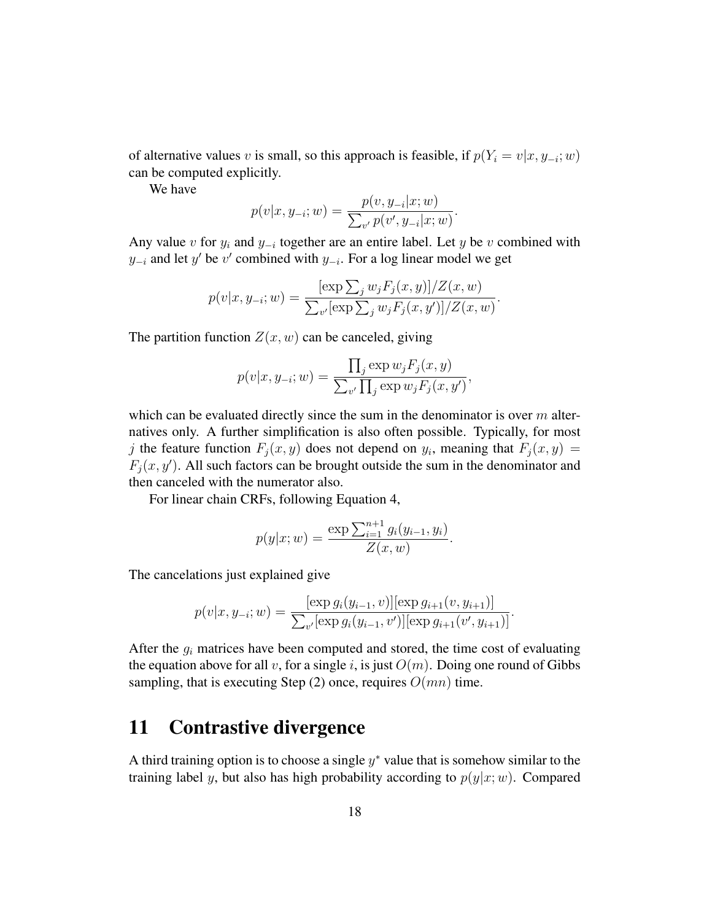of alternative values $v$ is small, so this approach is feasible, if $p(Y_i = v|x, y_{-i}; w)$ can be computed explicitly.

We have

$$p(v|x, y_{-i}; w) = \frac{p(v, y_{-i}|x; w)}{\sum_{v'} p(v', y_{-i}|x; w)}.$$

Any value $v$ for $y_i$ and $y_{-i}$ together are an entire label. Let $y$ be $v$ combined with $y_{-i}$ and let $y'$ be $v'$ combined with $y_{-i}$. For a log linear model we get

$$p(v|x, y_{-i}; w) = \frac{[\exp \sum_j w_j F_j(x, y)]/Z(x, w)}{\sum_{v'}[\exp \sum_j w_j F_j(x, y')]/Z(x, w)}.$$

The partition function $Z(x, w)$ can be canceled, giving

$$p(v|x, y_{-i}; w) = \frac{\prod_j \exp w_j F_j(x, y)}{\sum_{v'} \prod_j \exp w_j F_j(x, y')},$$

which can be evaluated directly since the sum in the denominator is over $m$ alternatives only. A further simplification is also often possible. Typically, for most $j$ the feature function $F_j(x, y)$ does not depend on $y_i$, meaning that $F_j(x, y) = F_j(x, y')$. All such factors can be brought outside the sum in the denominator and then canceled with the numerator also.

For linear chain CRFs, following Equation 4,

$$p(y|x; w) = \frac{\exp \sum_{i=1}^{n+1} g_i(y_{i-1}, y_i)}{Z(x, w)}.$$

The cancelations just explained give

$$p(v|x, y_{-i}; w) = \frac{[\exp g_i(y_{i-1}, v)][\exp g_{i+1}(v, y_{i+1})]}{\sum_{v'}[\exp g_i(y_{i-1}, v')][\exp g_{i+1}(v', y_{i+1})]}.$$

After the $g_i$ matrices have been computed and stored, the time cost of evaluating the equation above for all $v$, for a single $i$, is just $O(m)$. Doing one round of Gibbs sampling, that is executing Step (2) once, requires $O(mn)$ time.

# 11 Contrastive divergence

A third training option is to choose a single $y^*$ value that is somehow similar to the training label $y$, but also has high probability according to $p(y|x; w)$. Compared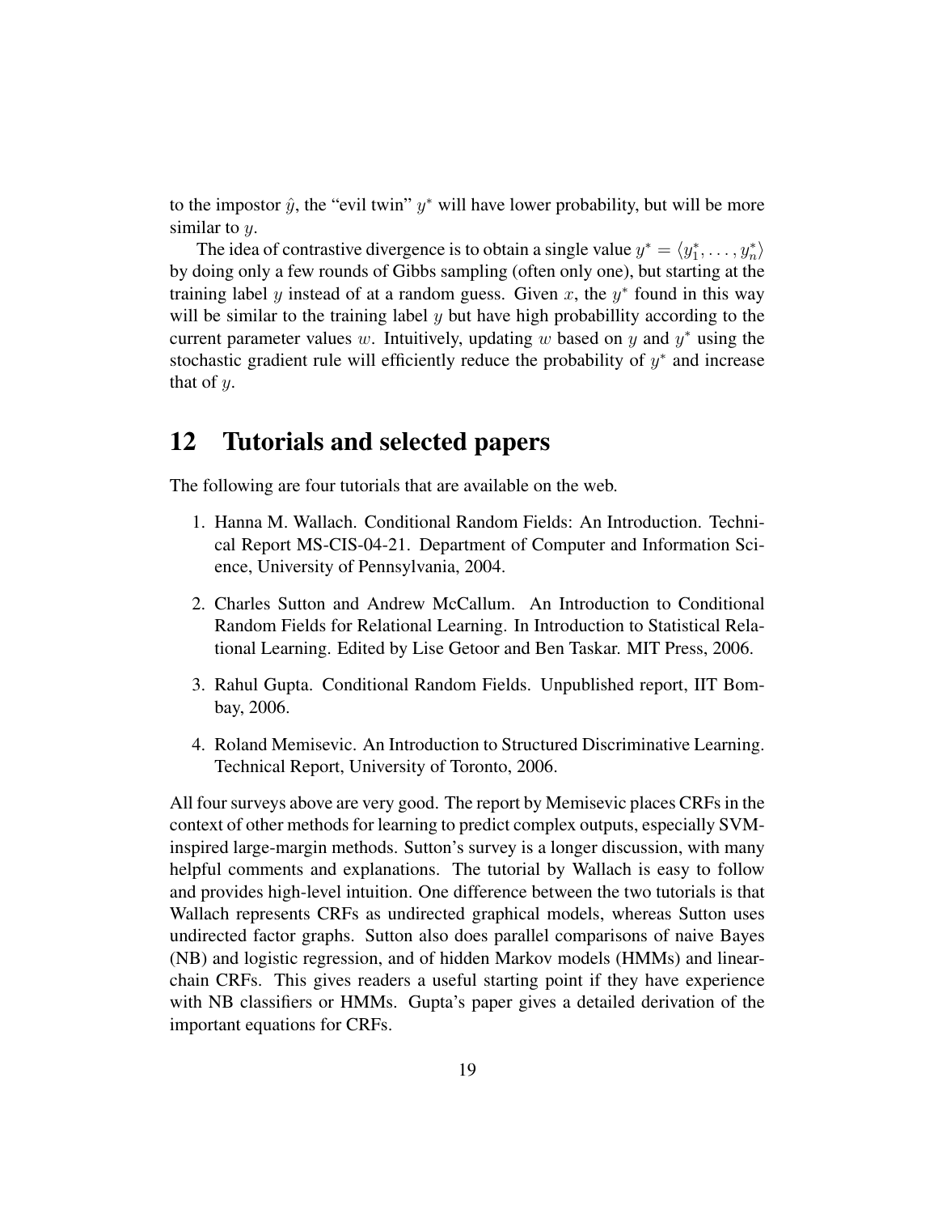to the impostor $\hat{y}$, the "evil twin" $y^*$ will have lower probability, but will be more similar to $y$.

The idea of contrastive divergence is to obtain a single value $y^* = \langle y_1^*, \ldots, y_n^* \rangle$ by doing only a few rounds of Gibbs sampling (often only one), but starting at the training label $y$ instead of at a random guess. Given $x$, the $y^*$ found in this way will be similar to the training label $y$ but have high probabillity according to the current parameter values $w$. Intuitively, updating $w$ based on $y$ and $y^*$ using the stochastic gradient rule will efficiently reduce the probability of $y^*$ and increase that of $y$.

# 12 Tutorials and selected papers

The following are four tutorials that are available on the web.

1. Hanna M. Wallach. Conditional Random Fields: An Introduction. Technical Report MS-CIS-04-21. Department of Computer and Information Science, University of Pennsylvania, 2004.

2. Charles Sutton and Andrew McCallum. An Introduction to Conditional Random Fields for Relational Learning. In Introduction to Statistical Relational Learning. Edited by Lise Getoor and Ben Taskar. MIT Press, 2006.

3. Rahul Gupta. Conditional Random Fields. Unpublished report, IIT Bombay, 2006.

4. Roland Memisevic. An Introduction to Structured Discriminative Learning. Technical Report, University of Toronto, 2006.

All four surveys above are very good. The report by Memisevic places CRFs in the context of other methods for learning to predict complex outputs, especially SVM-inspired large-margin methods. Sutton's survey is a longer discussion, with many helpful comments and explanations. The tutorial by Wallach is easy to follow and provides high-level intuition. One difference between the two tutorials is that Wallach represents CRFs as undirected graphical models, whereas Sutton uses undirected factor graphs. Sutton also does parallel comparisons of naive Bayes (NB) and logistic regression, and of hidden Markov models (HMMs) and linear-chain CRFs. This gives readers a useful starting point if they have experience with NB classifiers or HMMs. Gupta's paper gives a detailed derivation of the important equations for CRFs.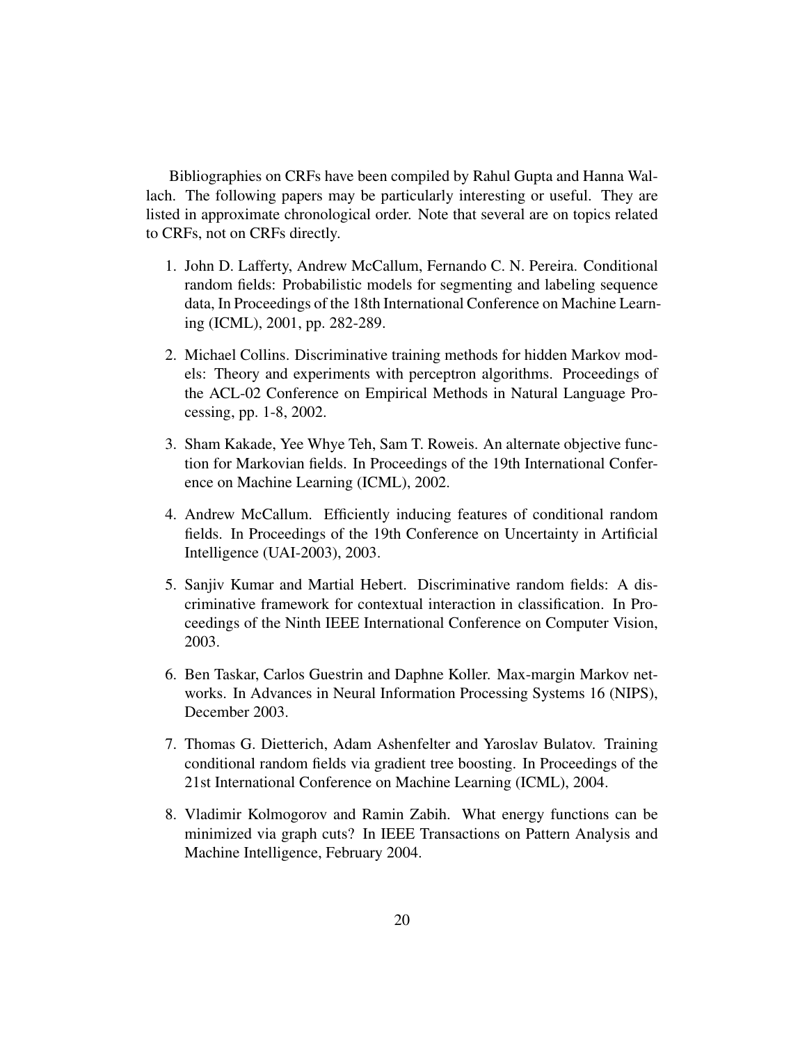Bibliographies on CRFs have been compiled by Rahul Gupta and Hanna Wallach. The following papers may be particularly interesting or useful. They are listed in approximate chronological order. Note that several are on topics related to CRFs, not on CRFs directly.

1. John D. Lafferty, Andrew McCallum, Fernando C. N. Pereira. Conditional random fields: Probabilistic models for segmenting and labeling sequence data, In Proceedings of the 18th International Conference on Machine Learning (ICML), 2001, pp. 282-289.

2. Michael Collins. Discriminative training methods for hidden Markov models: Theory and experiments with perceptron algorithms. Proceedings of the ACL-02 Conference on Empirical Methods in Natural Language Processing, pp. 1-8, 2002.

3. Sham Kakade, Yee Whye Teh, Sam T. Roweis. An alternate objective function for Markovian fields. In Proceedings of the 19th International Conference on Machine Learning (ICML), 2002.

4. Andrew McCallum. Efficiently inducing features of conditional random fields. In Proceedings of the 19th Conference on Uncertainty in Artificial Intelligence (UAI-2003), 2003.

5. Sanjiv Kumar and Martial Hebert. Discriminative random fields: A discriminative framework for contextual interaction in classification. In Proceedings of the Ninth IEEE International Conference on Computer Vision, 2003.

6. Ben Taskar, Carlos Guestrin and Daphne Koller. Max-margin Markov networks. In Advances in Neural Information Processing Systems 16 (NIPS), December 2003.

7. Thomas G. Dietterich, Adam Ashenfelter and Yaroslav Bulatov. Training conditional random fields via gradient tree boosting. In Proceedings of the 21st International Conference on Machine Learning (ICML), 2004.

8. Vladimir Kolmogorov and Ramin Zabih. What energy functions can be minimized via graph cuts? In IEEE Transactions on Pattern Analysis and Machine Intelligence, February 2004.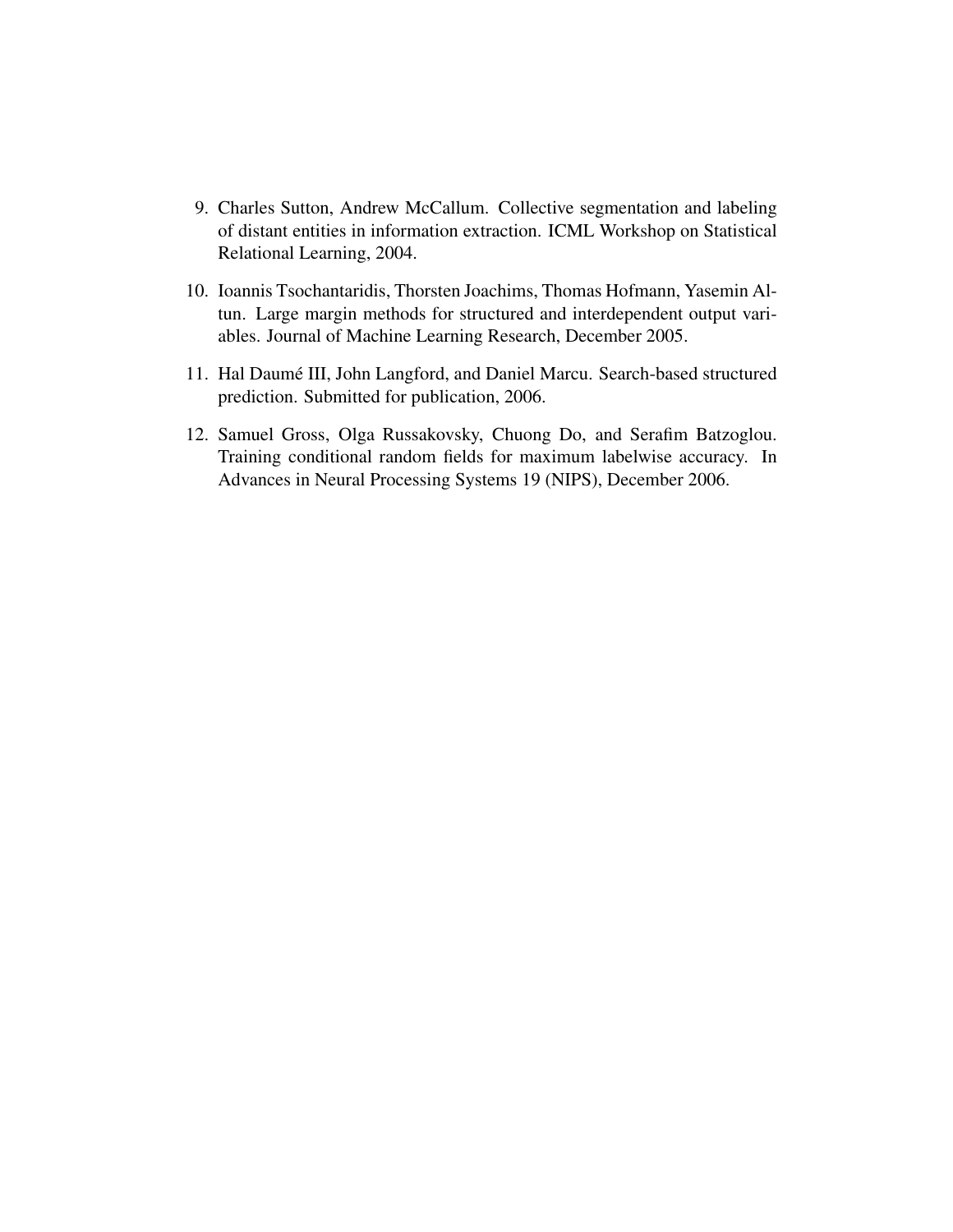9. Charles Sutton, Andrew McCallum. Collective segmentation and labeling of distant entities in information extraction. ICML Workshop on Statistical Relational Learning, 2004.

10. Ioannis Tsochantaridis, Thorsten Joachims, Thomas Hofmann, Yasemin Altun. Large margin methods for structured and interdependent output variables. Journal of Machine Learning Research, December 2005.

11. Hal Daumé III, John Langford, and Daniel Marcu. Search-based structured prediction. Submitted for publication, 2006.

12. Samuel Gross, Olga Russakovsky, Chuong Do, and Serafim Batzoglou. Training conditional random fields for maximum labelwise accuracy. In Advances in Neural Processing Systems 19 (NIPS), December 2006.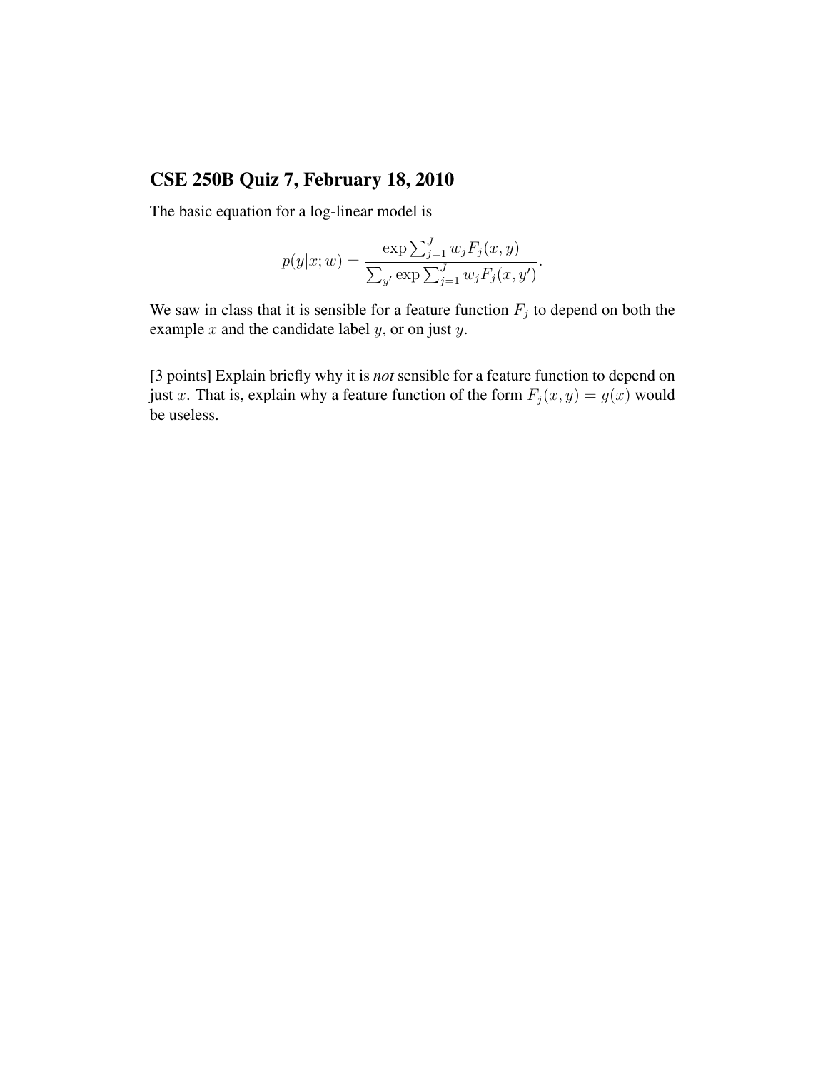## CSE 250B Quiz 7, February 18, 2010

The basic equation for a log-linear model is

$$p(y|x;w) = \frac{\exp \sum_{j=1}^{J} w_j F_j(x,y)}{\sum_{y'} \exp \sum_{j=1}^{J} w_j F_j(x,y')}.$$

We saw in class that it is sensible for a feature function $F_j$ to depend on both the example $x$ and the candidate label $y$, or on just $y$.

[3 points] Explain briefly why it is *not* sensible for a feature function to depend on just $x$. That is, explain why a feature function of the form $F_j(x,y) = g(x)$ would be useless.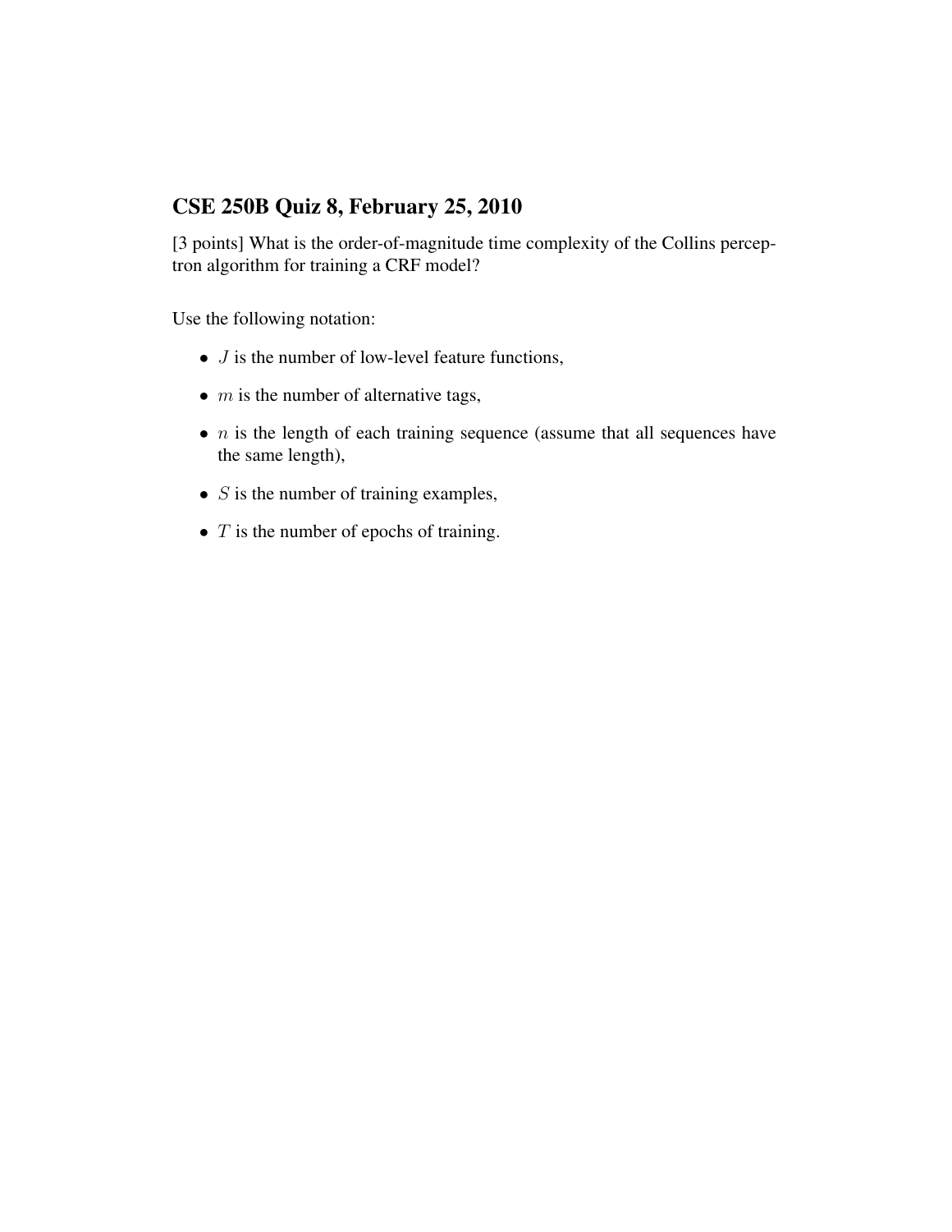## CSE 250B Quiz 8, February 25, 2010

[3 points] What is the order-of-magnitude time complexity of the Collins perceptron algorithm for training a CRF model?

Use the following notation:

- $J$ is the number of low-level feature functions,
- $m$ is the number of alternative tags,
- $n$ is the length of each training sequence (assume that all sequences have the same length),
- $S$ is the number of training examples,
- $T$ is the number of epochs of training.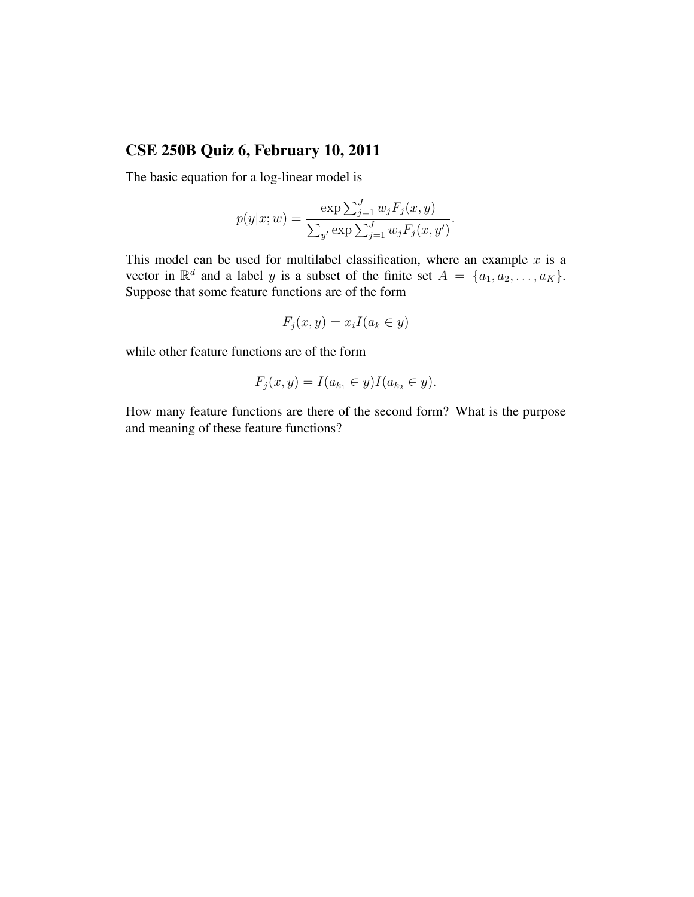## CSE 250B Quiz 6, February 10, 2011

The basic equation for a log-linear model is

$$p(y|x;w) = \frac{\exp \sum_{j=1}^{J} w_j F_j(x,y)}{\sum_{y'} \exp \sum_{j=1}^{J} w_j F_j(x,y')}.$$

This model can be used for multilabel classification, where an example $x$ is a vector in $\mathbb{R}^d$ and a label $y$ is a subset of the finite set $A = \{a_1, a_2, \ldots, a_K\}$. Suppose that some feature functions are of the form

$$F_j(x,y) = x_i I(a_k \in y)$$

while other feature functions are of the form

$$F_j(x,y) = I(a_{k_1} \in y) I(a_{k_2} \in y).$$

How many feature functions are there of the second form? What is the purpose and meaning of these feature functions?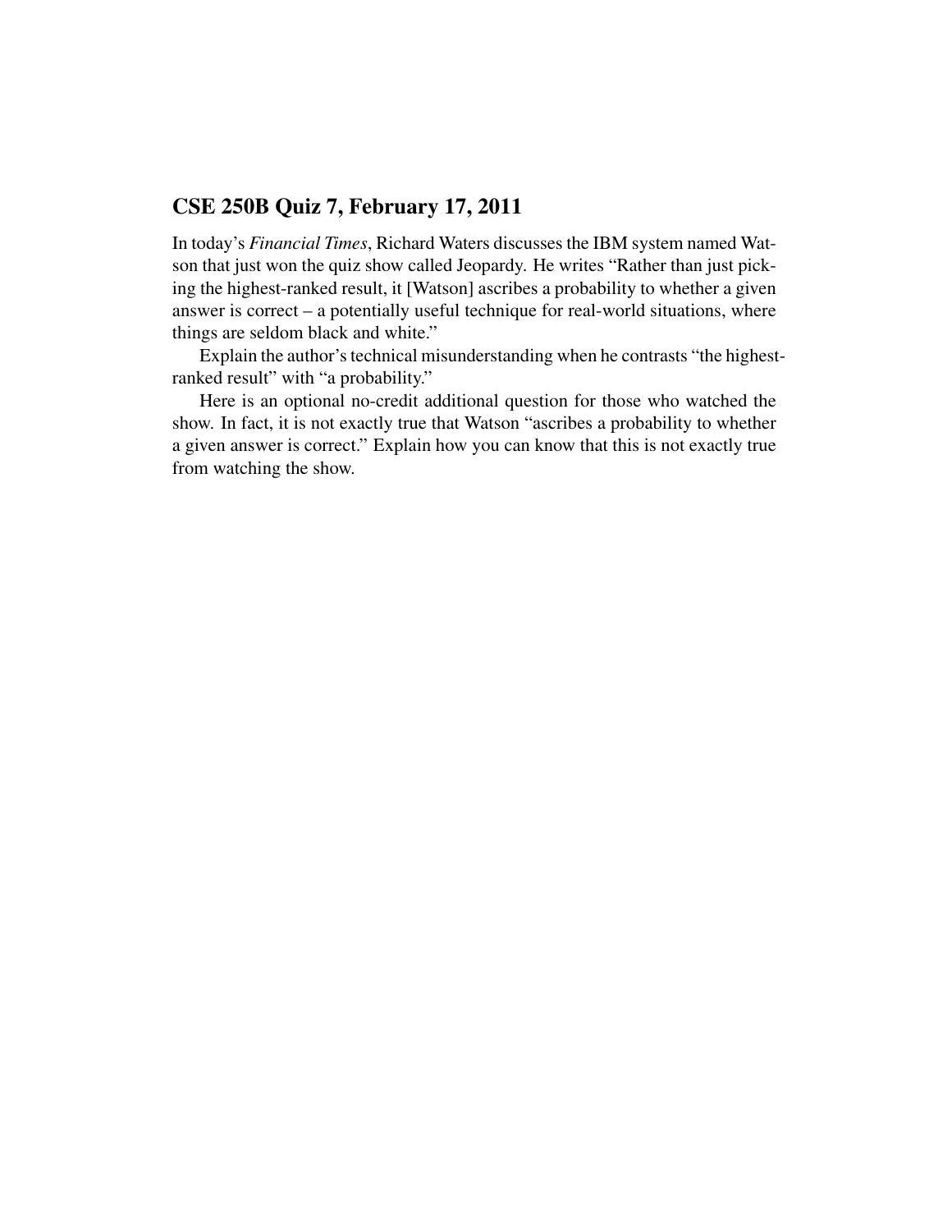## CSE 250B Quiz 7, February 17, 2011

In today's *Financial Times*, Richard Waters discusses the IBM system named Watson that just won the quiz show called Jeopardy. He writes "Rather than just picking the highest-ranked result, it [Watson] ascribes a probability to whether a given answer is correct – a potentially useful technique for real-world situations, where things are seldom black and white."

Explain the author's technical misunderstanding when he contrasts "the highest-ranked result" with "a probability."

Here is an optional no-credit additional question for those who watched the show. In fact, it is not exactly true that Watson "ascribes a probability to whether a given answer is correct." Explain how you can know that this is not exactly true from watching the show.